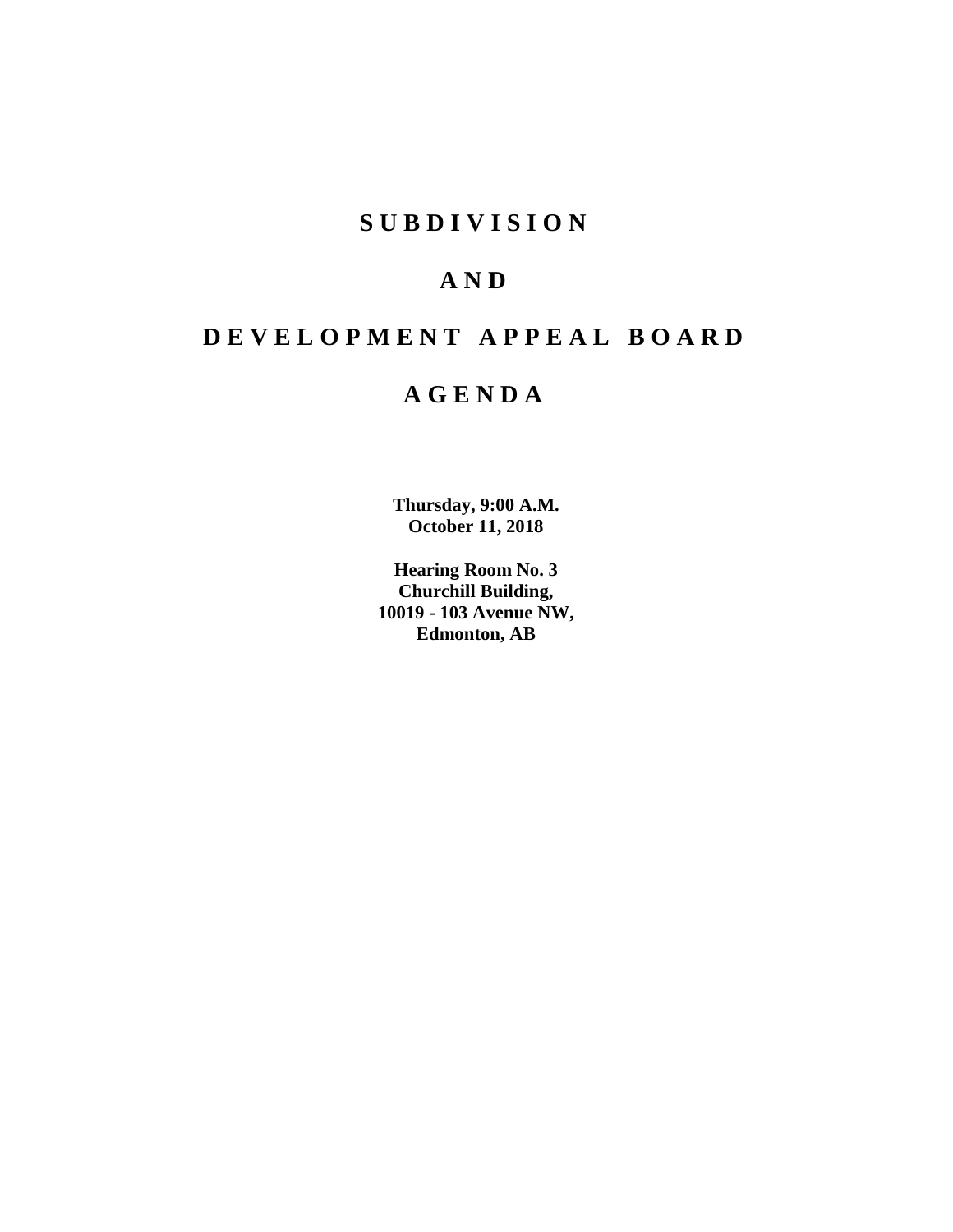# S U B D I V I S I O N

# A N D

# D E V E L O P M E N T   A P P E A L   B O A R D

# A G E N D A

**Thursday, 9:00 A.M.**
**October 11, 2018**

**Hearing Room No. 3**
**Churchill Building,**
**10019 - 103 Avenue NW,**
**Edmonton, AB**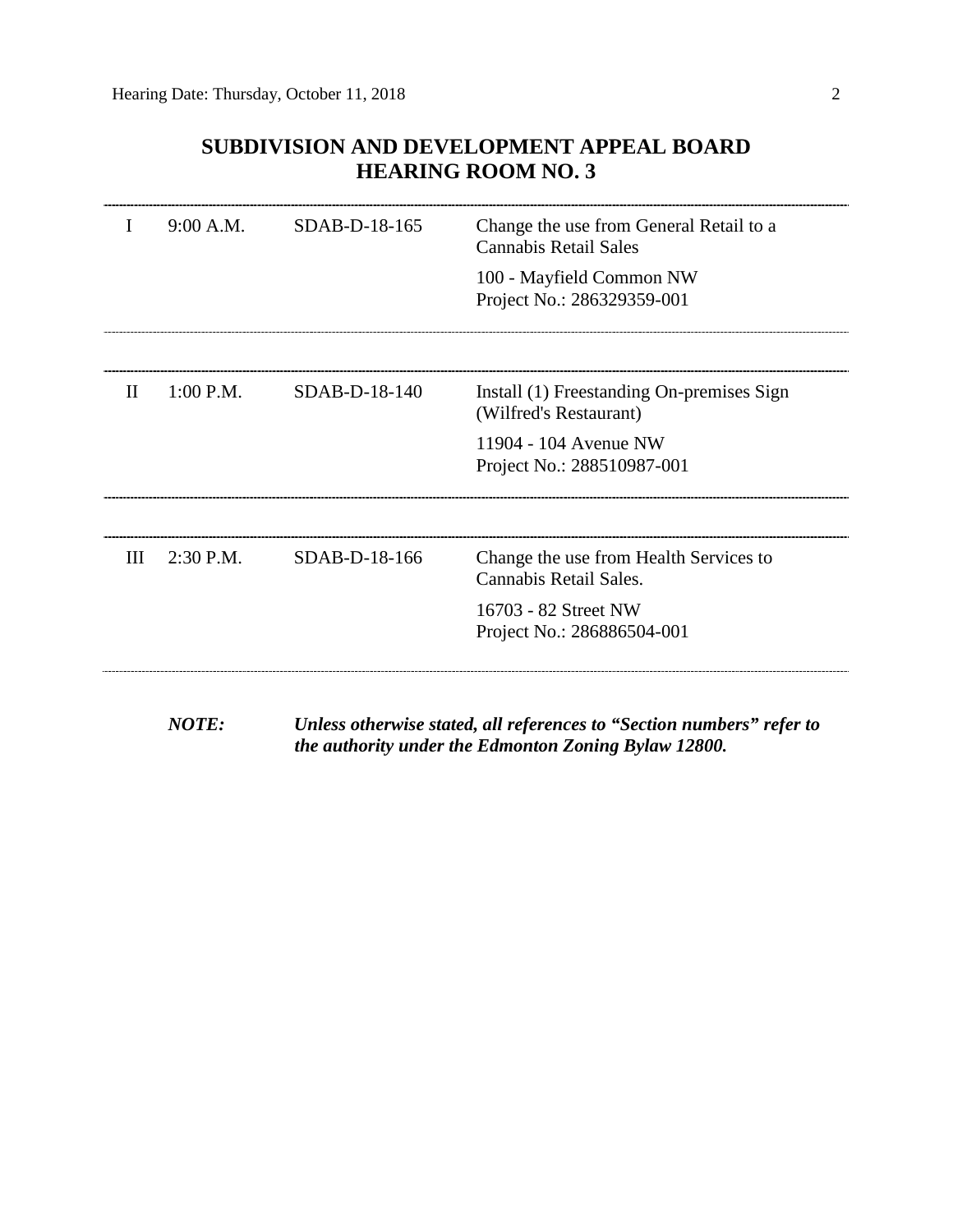# SUBDIVISION AND DEVELOPMENT APPEAL BOARD
# HEARING ROOM NO. 3

| | | | |
|---|---|---|---|
| I | 9:00 A.M. | SDAB-D-18-165 | Change the use from General Retail to a Cannabis Retail Sales<br><br>100 - Mayfield Common NW<br>Project No.: 286329359-001 |
| II | 1:00 P.M. | SDAB-D-18-140 | Install (1) Freestanding On-premises Sign (Wilfred's Restaurant)<br><br>11904 - 104 Avenue NW<br>Project No.: 288510987-001 |
| III | 2:30 P.M. | SDAB-D-18-166 | Change the use from Health Services to Cannabis Retail Sales.<br><br>16703 - 82 Street NW<br>Project No.: 286886504-001 |

***NOTE:*** ***Unless otherwise stated, all references to "Section numbers" refer to the authority under the Edmonton Zoning Bylaw 12800.***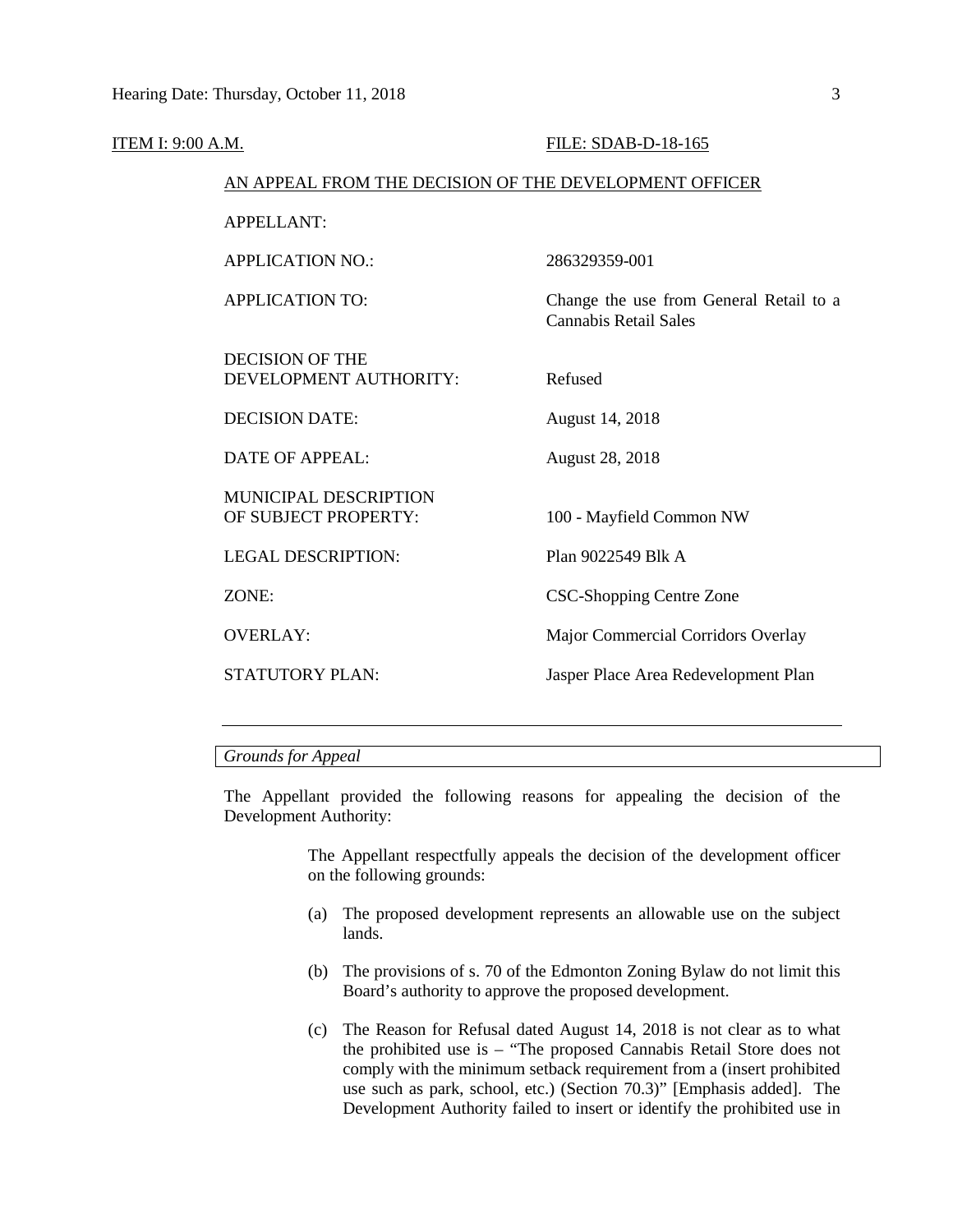ITEM I: 9:00 A.M. FILE: SDAB-D-18-165

AN APPEAL FROM THE DECISION OF THE DEVELOPMENT OFFICER

| | |
|---|---|
| APPELLANT: | |
| APPLICATION NO.: | 286329359-001 |
| APPLICATION TO: | Change the use from General Retail to a Cannabis Retail Sales |
| DECISION OF THE DEVELOPMENT AUTHORITY: | Refused |
| DECISION DATE: | August 14, 2018 |
| DATE OF APPEAL: | August 28, 2018 |
| MUNICIPAL DESCRIPTION OF SUBJECT PROPERTY: | 100 - Mayfield Common NW |
| LEGAL DESCRIPTION: | Plan 9022549 Blk A |
| ZONE: | CSC-Shopping Centre Zone |
| OVERLAY: | Major Commercial Corridors Overlay |
| STATUTORY PLAN: | Jasper Place Area Redevelopment Plan |

---

*Grounds for Appeal*

The Appellant provided the following reasons for appealing the decision of the Development Authority:

> The Appellant respectfully appeals the decision of the development officer on the following grounds:
>
> (a) The proposed development represents an allowable use on the subject lands.
>
> (b) The provisions of s. 70 of the Edmonton Zoning Bylaw do not limit this Board's authority to approve the proposed development.
>
> (c) The Reason for Refusal dated August 14, 2018 is not clear as to what the prohibited use is – "The proposed Cannabis Retail Store does not comply with the minimum setback requirement from a (insert prohibited use such as park, school, etc.) (Section 70.3)" [Emphasis added]. The Development Authority failed to insert or identify the prohibited use in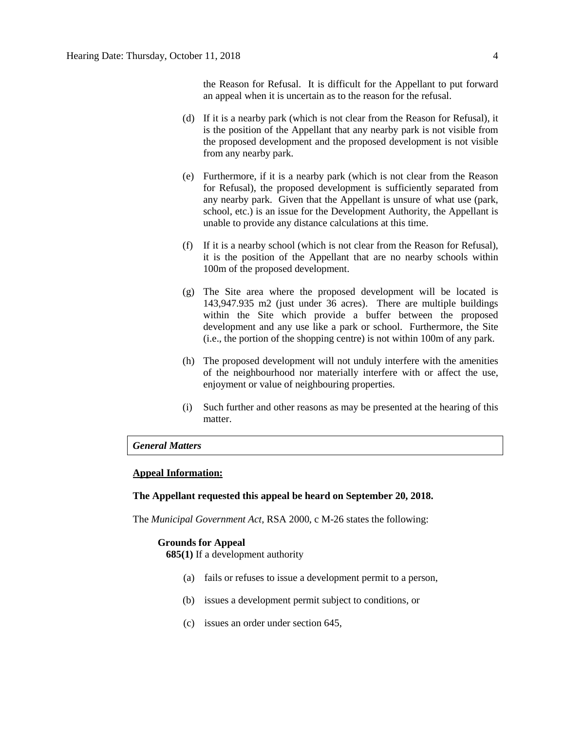the Reason for Refusal. It is difficult for the Appellant to put forward an appeal when it is uncertain as to the reason for the refusal.

(d) If it is a nearby park (which is not clear from the Reason for Refusal), it is the position of the Appellant that any nearby park is not visible from the proposed development and the proposed development is not visible from any nearby park.

(e) Furthermore, if it is a nearby park (which is not clear from the Reason for Refusal), the proposed development is sufficiently separated from any nearby park. Given that the Appellant is unsure of what use (park, school, etc.) is an issue for the Development Authority, the Appellant is unable to provide any distance calculations at this time.

(f) If it is a nearby school (which is not clear from the Reason for Refusal), it is the position of the Appellant that are no nearby schools within 100m of the proposed development.

(g) The Site area where the proposed development will be located is 143,947.935 m2 (just under 36 acres). There are multiple buildings within the Site which provide a buffer between the proposed development and any use like a park or school. Furthermore, the Site (i.e., the portion of the shopping centre) is not within 100m of any park.

(h) The proposed development will not unduly interfere with the amenities of the neighbourhood nor materially interfere with or affect the use, enjoyment or value of neighbouring properties.

(i) Such further and other reasons as may be presented at the hearing of this matter.

***General Matters***

**Appeal Information:**

**The Appellant requested this appeal be heard on September 20, 2018.**

The *Municipal Government Act*, RSA 2000, c M-26 states the following:

**Grounds for Appeal**
**685(1)** If a development authority

(a) fails or refuses to issue a development permit to a person,

(b) issues a development permit subject to conditions, or

(c) issues an order under section 645,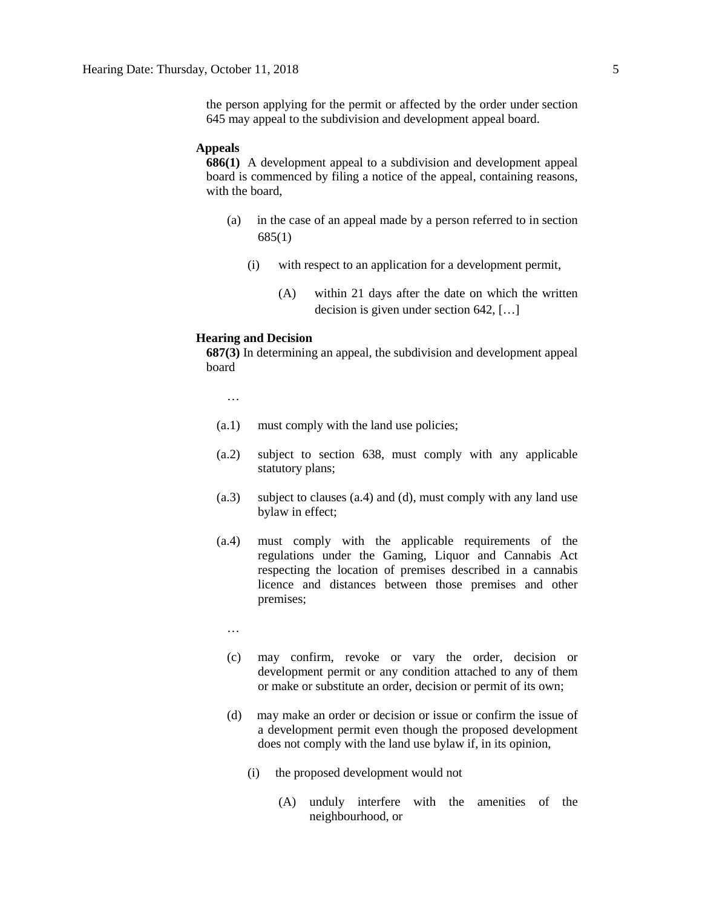the person applying for the permit or affected by the order under section 645 may appeal to the subdivision and development appeal board.

**Appeals**

**686(1)** A development appeal to a subdivision and development appeal board is commenced by filing a notice of the appeal, containing reasons, with the board,

(a) in the case of an appeal made by a person referred to in section 685(1)

(i) with respect to an application for a development permit,

(A) within 21 days after the date on which the written decision is given under section 642, […]

**Hearing and Decision**

**687(3)** In determining an appeal, the subdivision and development appeal board

…

(a.1) must comply with the land use policies;

(a.2) subject to section 638, must comply with any applicable statutory plans;

(a.3) subject to clauses (a.4) and (d), must comply with any land use bylaw in effect;

(a.4) must comply with the applicable requirements of the regulations under the Gaming, Liquor and Cannabis Act respecting the location of premises described in a cannabis licence and distances between those premises and other premises;

…

(c) may confirm, revoke or vary the order, decision or development permit or any condition attached to any of them or make or substitute an order, decision or permit of its own;

(d) may make an order or decision or issue or confirm the issue of a development permit even though the proposed development does not comply with the land use bylaw if, in its opinion,

(i) the proposed development would not

(A) unduly interfere with the amenities of the neighbourhood, or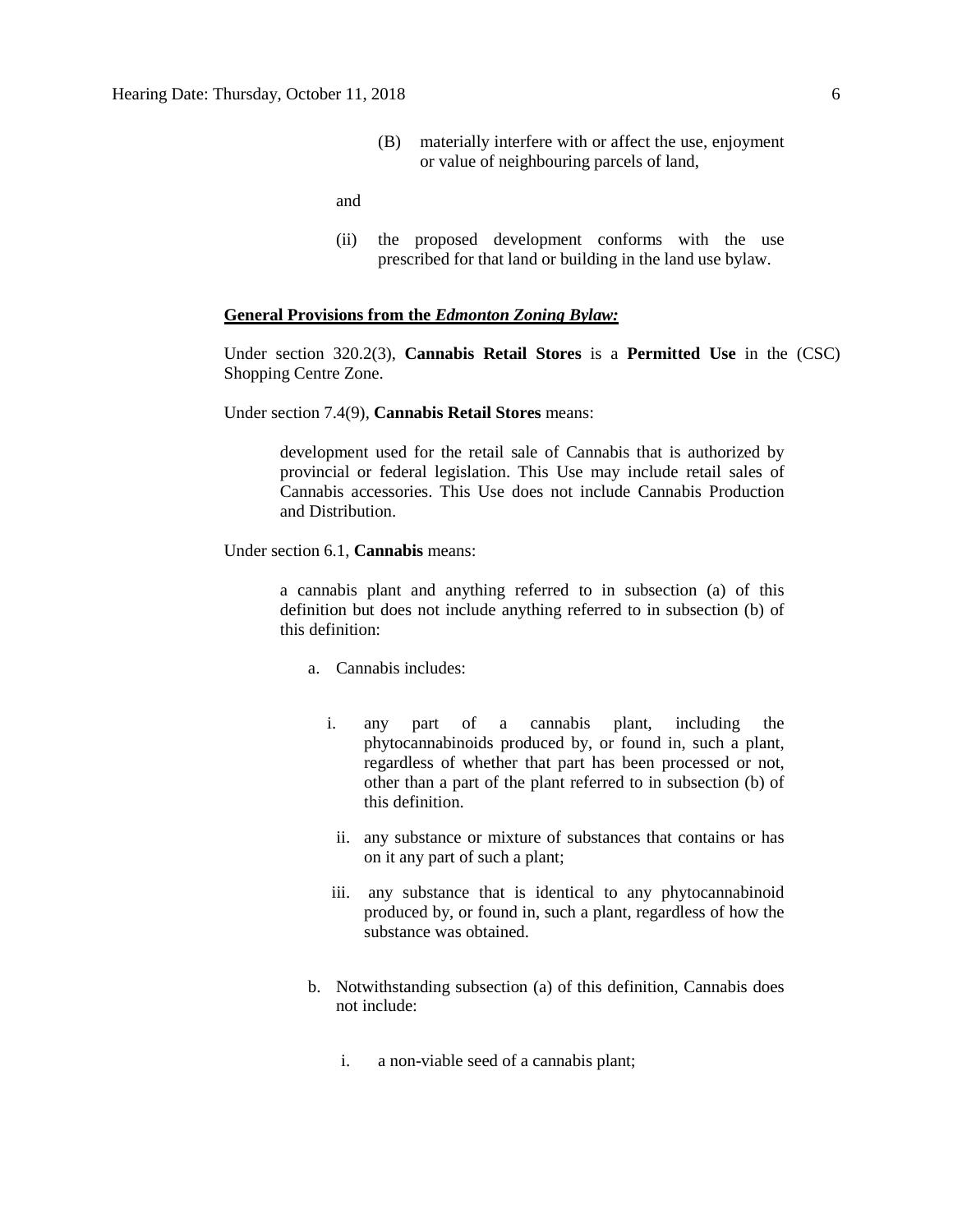(B) materially interfere with or affect the use, enjoyment or value of neighbouring parcels of land,

and

(ii) the proposed development conforms with the use prescribed for that land or building in the land use bylaw.

**General Provisions from the *Edmonton Zoning Bylaw:***

Under section 320.2(3), **Cannabis Retail Stores** is a **Permitted Use** in the (CSC) Shopping Centre Zone.

Under section 7.4(9), **Cannabis Retail Stores** means:

> development used for the retail sale of Cannabis that is authorized by provincial or federal legislation. This Use may include retail sales of Cannabis accessories. This Use does not include Cannabis Production and Distribution.

Under section 6.1, **Cannabis** means:

> a cannabis plant and anything referred to in subsection (a) of this definition but does not include anything referred to in subsection (b) of this definition:
>
> a. Cannabis includes:
>
> i. any part of a cannabis plant, including the phytocannabinoids produced by, or found in, such a plant, regardless of whether that part has been processed or not, other than a part of the plant referred to in subsection (b) of this definition.
>
> ii. any substance or mixture of substances that contains or has on it any part of such a plant;
>
> iii. any substance that is identical to any phytocannabinoid produced by, or found in, such a plant, regardless of how the substance was obtained.
>
> b. Notwithstanding subsection (a) of this definition, Cannabis does not include:
>
> i. a non-viable seed of a cannabis plant;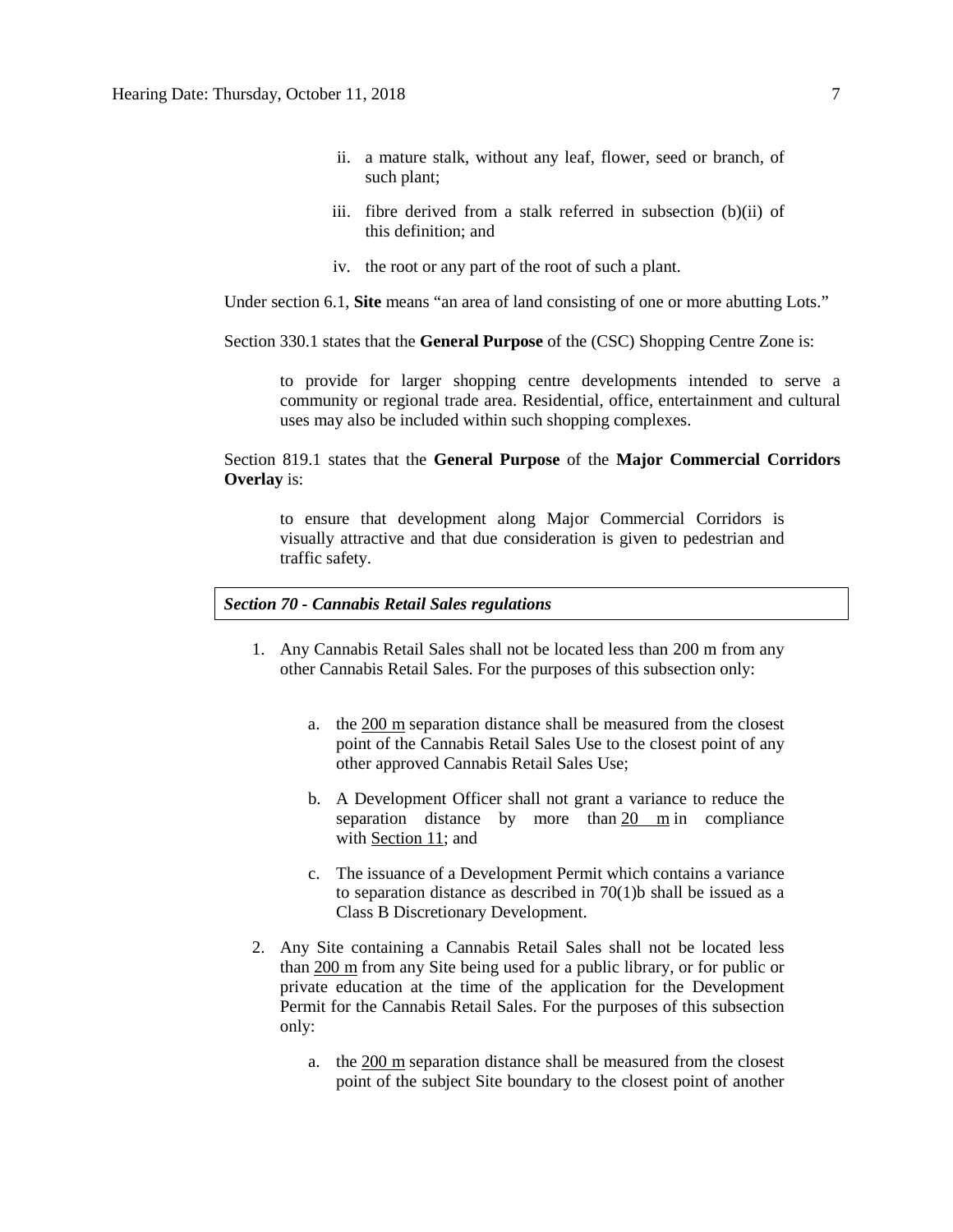ii. a mature stalk, without any leaf, flower, seed or branch, of such plant;

iii. fibre derived from a stalk referred in subsection (b)(ii) of this definition; and

iv. the root or any part of the root of such a plant.

Under section 6.1, **Site** means "an area of land consisting of one or more abutting Lots."

Section 330.1 states that the **General Purpose** of the (CSC) Shopping Centre Zone is:

> to provide for larger shopping centre developments intended to serve a community or regional trade area. Residential, office, entertainment and cultural uses may also be included within such shopping complexes.

Section 819.1 states that the **General Purpose** of the **Major Commercial Corridors Overlay** is:

> to ensure that development along Major Commercial Corridors is visually attractive and that due consideration is given to pedestrian and traffic safety.

***Section 70 - Cannabis Retail Sales regulations***

1. Any Cannabis Retail Sales shall not be located less than 200 m from any other Cannabis Retail Sales. For the purposes of this subsection only:

   a. the 200 m separation distance shall be measured from the closest point of the Cannabis Retail Sales Use to the closest point of any other approved Cannabis Retail Sales Use;

   b. A Development Officer shall not grant a variance to reduce the separation distance by more than 20 m in compliance with Section 11; and

   c. The issuance of a Development Permit which contains a variance to separation distance as described in 70(1)b shall be issued as a Class B Discretionary Development.

2. Any Site containing a Cannabis Retail Sales shall not be located less than 200 m from any Site being used for a public library, or for public or private education at the time of the application for the Development Permit for the Cannabis Retail Sales. For the purposes of this subsection only:

   a. the 200 m separation distance shall be measured from the closest point of the subject Site boundary to the closest point of another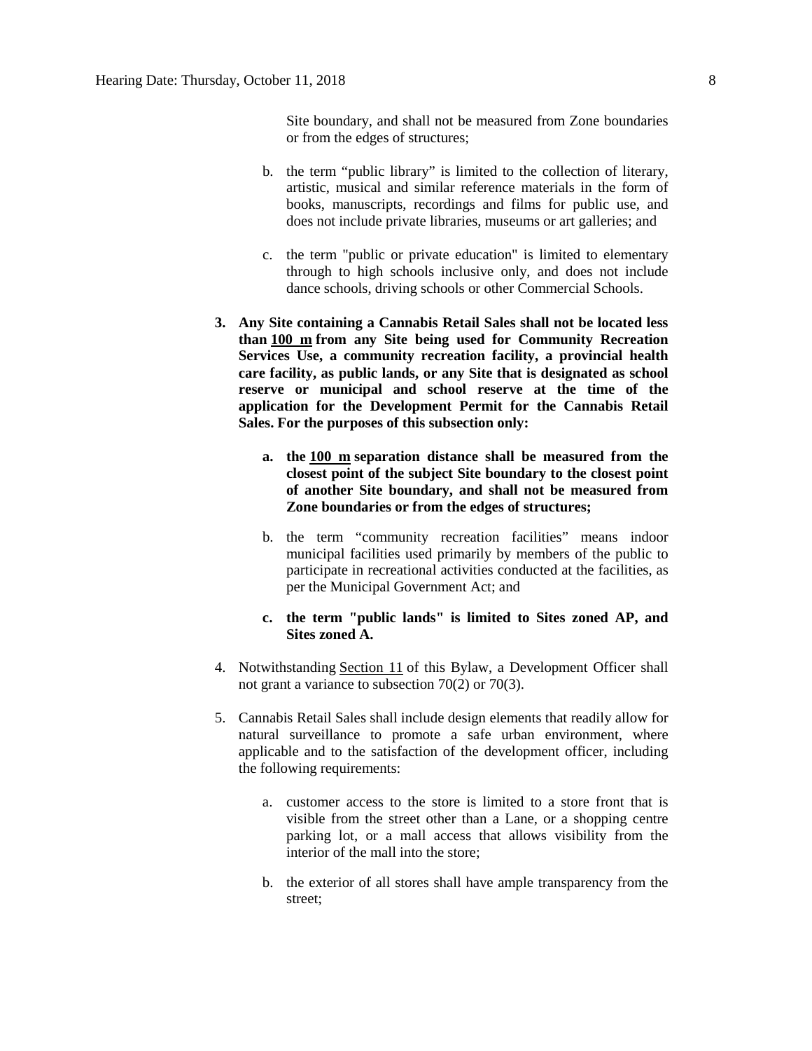Site boundary, and shall not be measured from Zone boundaries or from the edges of structures;

b. the term “public library” is limited to the collection of literary, artistic, musical and similar reference materials in the form of books, manuscripts, recordings and films for public use, and does not include private libraries, museums or art galleries; and

c. the term "public or private education" is limited to elementary through to high schools inclusive only, and does not include dance schools, driving schools or other Commercial Schools.

3. **Any Site containing a Cannabis Retail Sales shall not be located less than 100 m from any Site being used for Community Recreation Services Use, a community recreation facility, a provincial health care facility, as public lands, or any Site that is designated as school reserve or municipal and school reserve at the time of the application for the Development Permit for the Cannabis Retail Sales. For the purposes of this subsection only:**

    a. **the 100 m separation distance shall be measured from the closest point of the subject Site boundary to the closest point of another Site boundary, and shall not be measured from Zone boundaries or from the edges of structures;**

    b. the term “community recreation facilities” means indoor municipal facilities used primarily by members of the public to participate in recreational activities conducted at the facilities, as per the Municipal Government Act; and

    c. **the term "public lands" is limited to Sites zoned AP, and Sites zoned A.**

4. Notwithstanding Section 11 of this Bylaw, a Development Officer shall not grant a variance to subsection 70(2) or 70(3).

5. Cannabis Retail Sales shall include design elements that readily allow for natural surveillance to promote a safe urban environment, where applicable and to the satisfaction of the development officer, including the following requirements:

    a. customer access to the store is limited to a store front that is visible from the street other than a Lane, or a shopping centre parking lot, or a mall access that allows visibility from the interior of the mall into the store;

    b. the exterior of all stores shall have ample transparency from the street;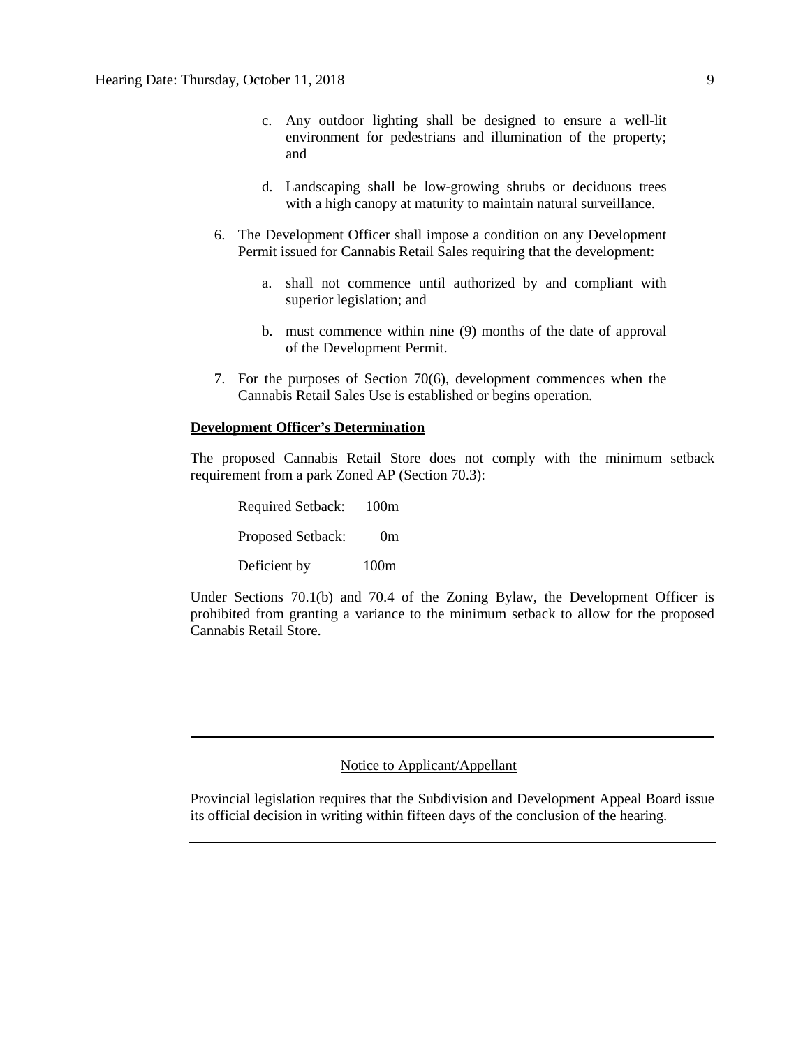c. Any outdoor lighting shall be designed to ensure a well-lit environment for pedestrians and illumination of the property; and

d. Landscaping shall be low-growing shrubs or deciduous trees with a high canopy at maturity to maintain natural surveillance.

6. The Development Officer shall impose a condition on any Development Permit issued for Cannabis Retail Sales requiring that the development:

   a. shall not commence until authorized by and compliant with superior legislation; and

   b. must commence within nine (9) months of the date of approval of the Development Permit.

7. For the purposes of Section 70(6), development commences when the Cannabis Retail Sales Use is established or begins operation.

**Development Officer's Determination**

The proposed Cannabis Retail Store does not comply with the minimum setback requirement from a park Zoned AP (Section 70.3):

| | |
|---|---|
| Required Setback: | 100m |
| Proposed Setback: | 0m |
| Deficient by | 100m |

Under Sections 70.1(b) and 70.4 of the Zoning Bylaw, the Development Officer is prohibited from granting a variance to the minimum setback to allow for the proposed Cannabis Retail Store.

---

Notice to Applicant/Appellant

Provincial legislation requires that the Subdivision and Development Appeal Board issue its official decision in writing within fifteen days of the conclusion of the hearing.

---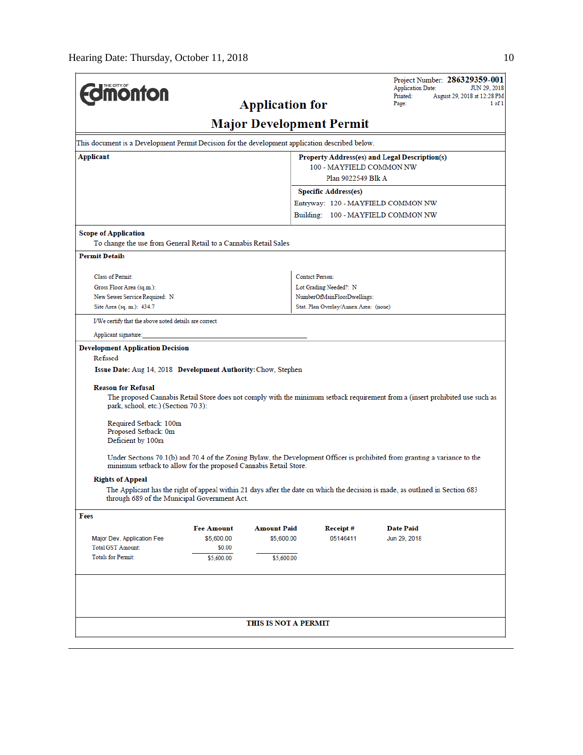**THE CITY OF Edmonton**

# Application for Major Development Permit

Project Number: **286329359-001**
Application Date: JUN 29, 2018
Printed: August 29, 2018 at 12:28 PM
Page: 1 of 1

This document is a Development Permit Decision for the development application described below.

| **Applicant** | **Property Address(es) and Legal Description(s)** |
|---|---|
| | 100 - MAYFIELD COMMON NW<br>Plan 9022549 Blk A |
| | **Specific Address(es)**<br>Entryway: 120 - MAYFIELD COMMON NW<br>Building: 100 - MAYFIELD COMMON NW |

**Scope of Application**

To change the use from General Retail to a Cannabis Retail Sales

**Permit Details**

| | |
|---|---|
| Class of Permit: | Contact Person: |
| Gross Floor Area (sq.m.): | Lot Grading Needed?: N |
| New Sewer Service Required: N | NumberOfMainFloorDwellings: |
| Site Area (sq. m.): 434.7 | Stat. Plan Overlay/Annex Area: (none) |

I/We certify that the above noted details are correct.

Applicant signature: ____________________

**Development Application Decision**

Refused

**Issue Date:** Aug 14, 2018 **Development Authority:** Chow, Stephen

**Reason for Refusal**

The proposed Cannabis Retail Store does not comply with the minimum setback requirement from a (insert prohibited use such as park, school, etc.) (Section 70.3):

Required Setback: 100m
Proposed Setback: 0m
Deficient by 100m

Under Sections 70.1(b) and 70.4 of the Zoning Bylaw, the Development Officer is prohibited from granting a variance to the minimum setback to allow for the proposed Cannabis Retail Store.

**Rights of Appeal**

The Applicant has the right of appeal within 21 days after the date on which the decision is made, as outlined in Section 683 through 689 of the Municipal Government Act.

**Fees**

| | Fee Amount | Amount Paid | Receipt # | Date Paid |
|---|---|---|---|---|
| Major Dev. Application Fee | $5,600.00 | $5,600.00 | 05146411 | Jun 29, 2018 |
| Total GST Amount: | $0.00 | | | |
| Totals for Permit: | $5,600.00 | $5,600.00 | | |

**THIS IS NOT A PERMIT**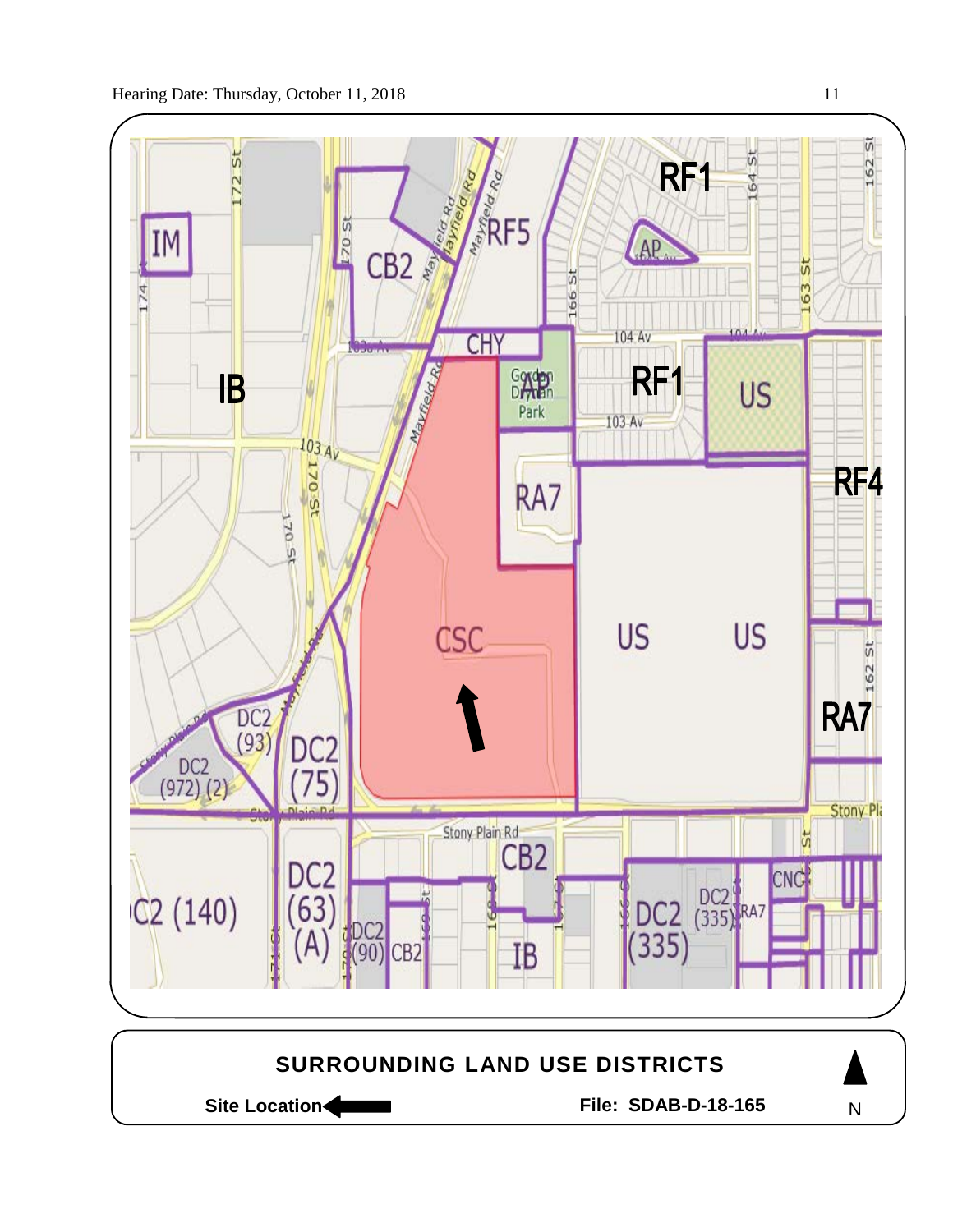**SURROUNDING LAND USE DISTRICTS**

**Site Location** ← **File: SDAB-D-18-165** N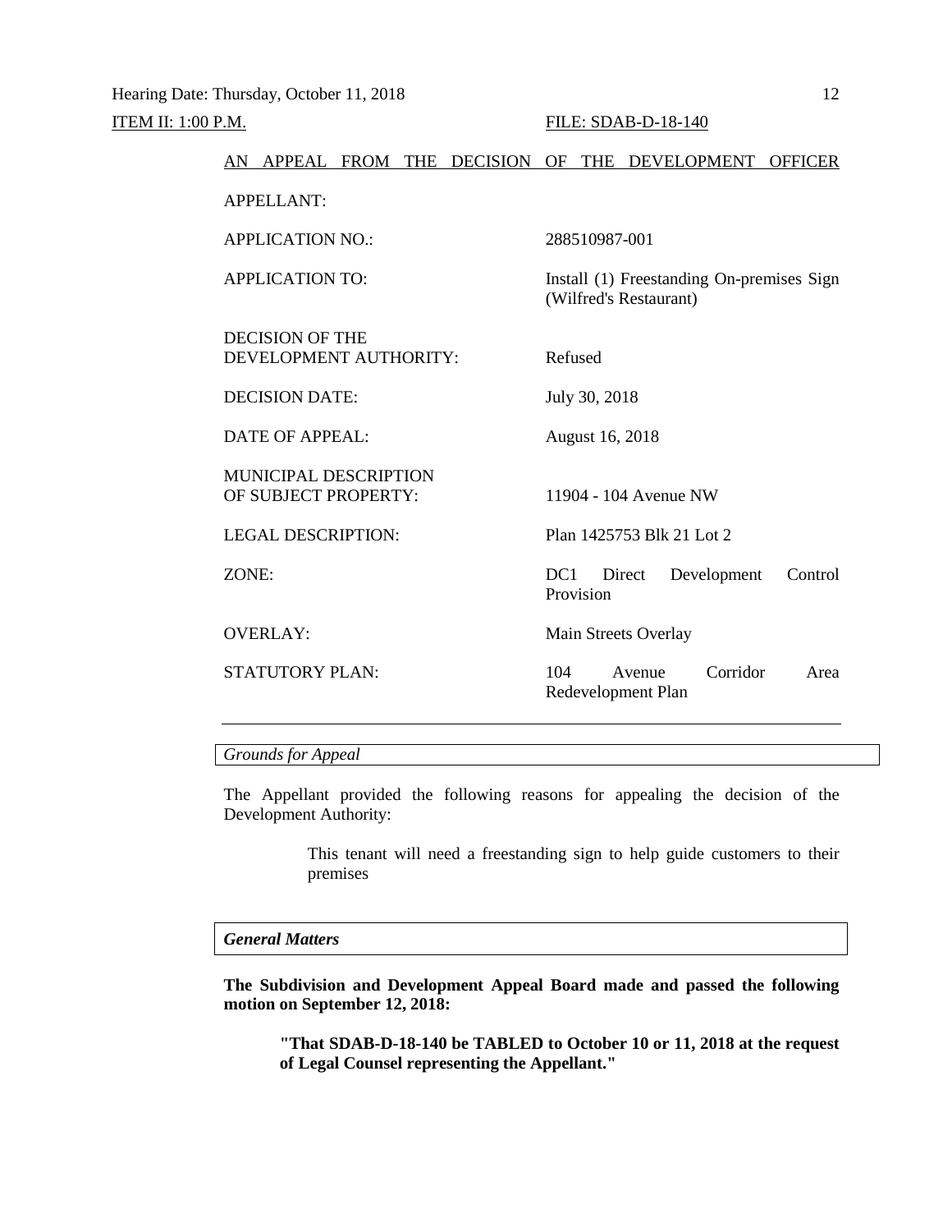Hearing Date: Thursday, October 11, 2018

ITEM II: 1:00 P.M. FILE: SDAB-D-18-140

AN APPEAL FROM THE DECISION OF THE DEVELOPMENT OFFICER

| | |
|---|---|
| APPELLANT: | |
| APPLICATION NO.: | 288510987-001 |
| APPLICATION TO: | Install (1) Freestanding On-premises Sign (Wilfred's Restaurant) |
| DECISION OF THE DEVELOPMENT AUTHORITY: | Refused |
| DECISION DATE: | July 30, 2018 |
| DATE OF APPEAL: | August 16, 2018 |
| MUNICIPAL DESCRIPTION OF SUBJECT PROPERTY: | 11904 - 104 Avenue NW |
| LEGAL DESCRIPTION: | Plan 1425753 Blk 21 Lot 2 |
| ZONE: | DC1 Direct Development Control Provision |
| OVERLAY: | Main Streets Overlay |
| STATUTORY PLAN: | 104 Avenue Corridor Area Redevelopment Plan |

*Grounds for Appeal*

The Appellant provided the following reasons for appealing the decision of the Development Authority:

> This tenant will need a freestanding sign to help guide customers to their premises

***General Matters***

**The Subdivision and Development Appeal Board made and passed the following motion on September 12, 2018:**

> **"That SDAB-D-18-140 be TABLED to October 10 or 11, 2018 at the request of Legal Counsel representing the Appellant."**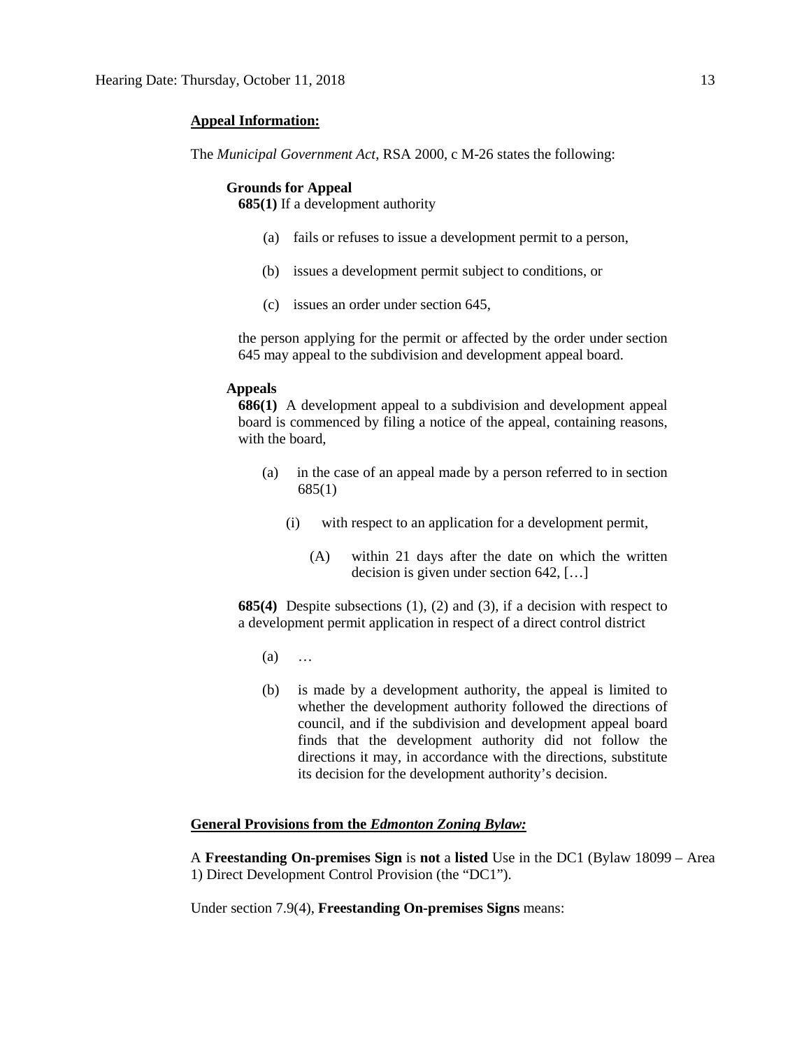**Appeal Information:**

The *Municipal Government Act*, RSA 2000, c M-26 states the following:

**Grounds for Appeal**

**685(1)** If a development authority

(a) fails or refuses to issue a development permit to a person,

(b) issues a development permit subject to conditions, or

(c) issues an order under section 645,

the person applying for the permit or affected by the order under section 645 may appeal to the subdivision and development appeal board.

**Appeals**

**686(1)** A development appeal to a subdivision and development appeal board is commenced by filing a notice of the appeal, containing reasons, with the board,

(a) in the case of an appeal made by a person referred to in section 685(1)

(i) with respect to an application for a development permit,

(A) within 21 days after the date on which the written decision is given under section 642, […]

**685(4)** Despite subsections (1), (2) and (3), if a decision with respect to a development permit application in respect of a direct control district

(a) …

(b) is made by a development authority, the appeal is limited to whether the development authority followed the directions of council, and if the subdivision and development appeal board finds that the development authority did not follow the directions it may, in accordance with the directions, substitute its decision for the development authority's decision.

**General Provisions from the *Edmonton Zoning Bylaw:***

A **Freestanding On-premises Sign** is **not** a **listed** Use in the DC1 (Bylaw 18099 – Area 1) Direct Development Control Provision (the "DC1").

Under section 7.9(4), **Freestanding On-premises Signs** means: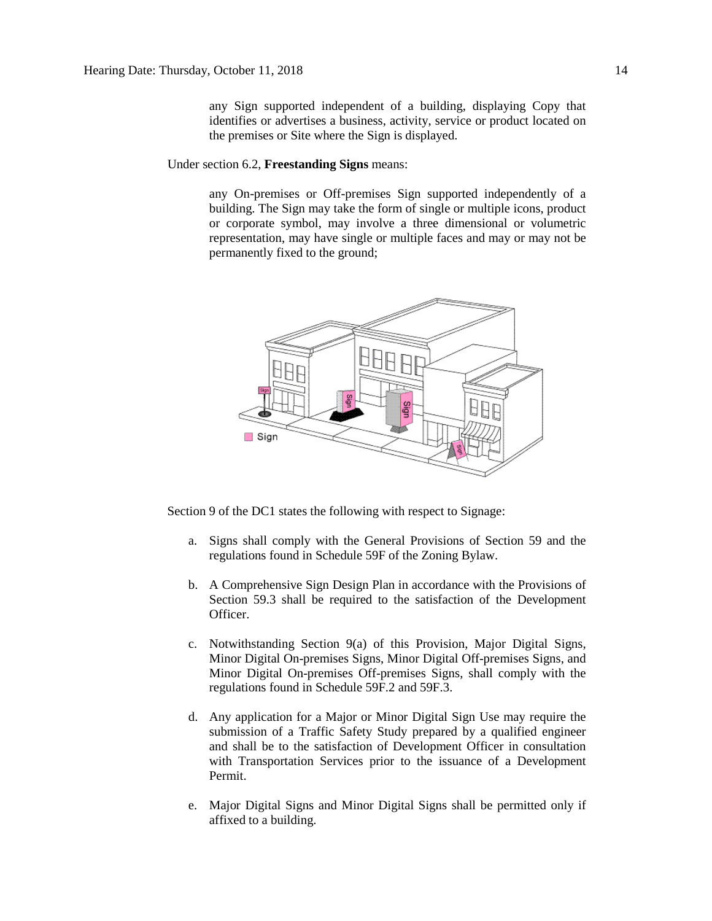any Sign supported independent of a building, displaying Copy that identifies or advertises a business, activity, service or product located on the premises or Site where the Sign is displayed.

Under section 6.2, **Freestanding Signs** means:

> any On-premises or Off-premises Sign supported independently of a building. The Sign may take the form of single or multiple icons, product or corporate symbol, may involve a three dimensional or volumetric representation, may have single or multiple faces and may or may not be permanently fixed to the ground;

Section 9 of the DC1 states the following with respect to Signage:

a. Signs shall comply with the General Provisions of Section 59 and the regulations found in Schedule 59F of the Zoning Bylaw.

b. A Comprehensive Sign Design Plan in accordance with the Provisions of Section 59.3 shall be required to the satisfaction of the Development Officer.

c. Notwithstanding Section 9(a) of this Provision, Major Digital Signs, Minor Digital On-premises Signs, Minor Digital Off-premises Signs, and Minor Digital On-premises Off-premises Signs, shall comply with the regulations found in Schedule 59F.2 and 59F.3.

d. Any application for a Major or Minor Digital Sign Use may require the submission of a Traffic Safety Study prepared by a qualified engineer and shall be to the satisfaction of Development Officer in consultation with Transportation Services prior to the issuance of a Development Permit.

e. Major Digital Signs and Minor Digital Signs shall be permitted only if affixed to a building.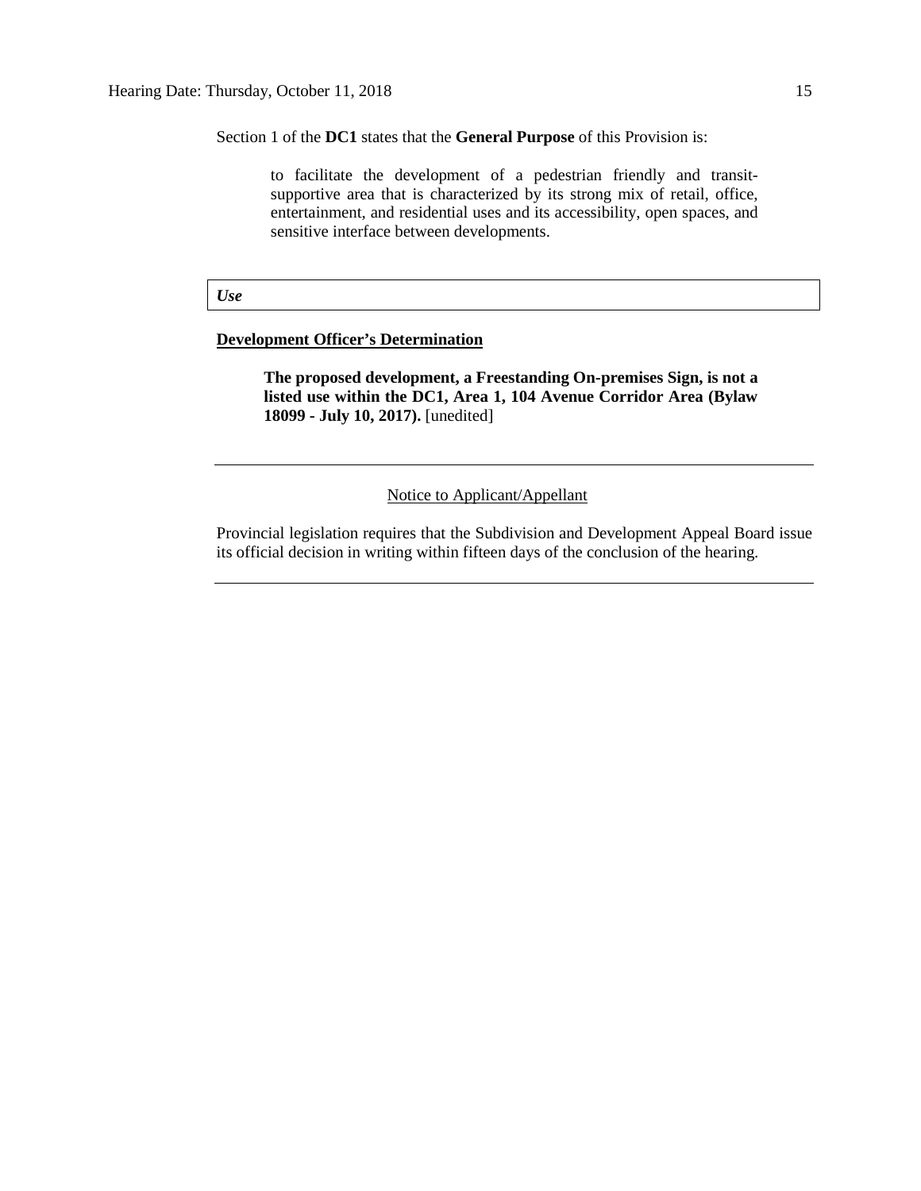Section 1 of the **DC1** states that the **General Purpose** of this Provision is:

> to facilitate the development of a pedestrian friendly and transit-supportive area that is characterized by its strong mix of retail, office, entertainment, and residential uses and its accessibility, open spaces, and sensitive interface between developments.

***Use***

**Development Officer's Determination**

> **The proposed development, a Freestanding On-premises Sign, is not a listed use within the DC1, Area 1, 104 Avenue Corridor Area (Bylaw 18099 - July 10, 2017).** [unedited]

---

Notice to Applicant/Appellant

Provincial legislation requires that the Subdivision and Development Appeal Board issue its official decision in writing within fifteen days of the conclusion of the hearing.

---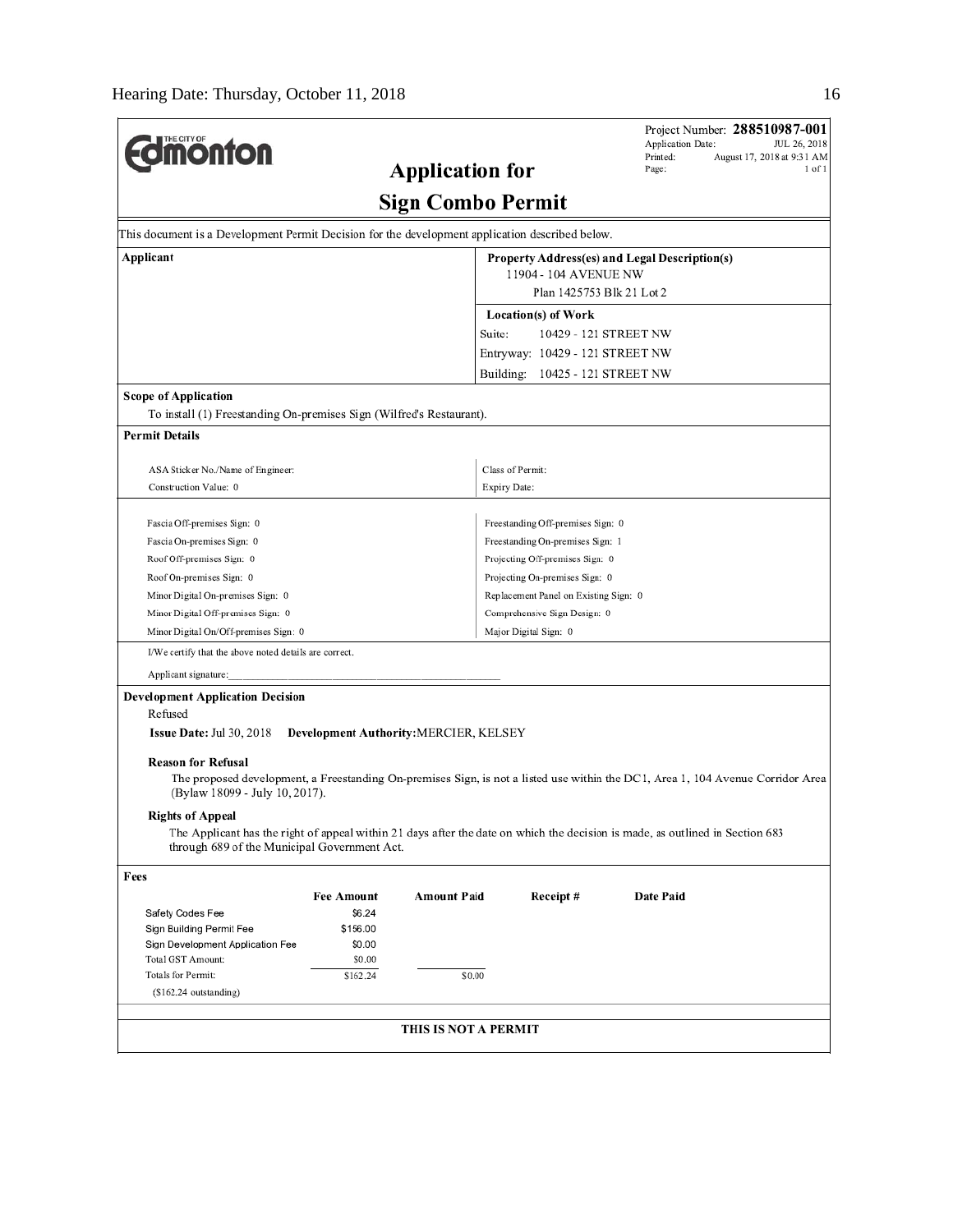Project Number: **288510987-001**
Application Date: JUL 26, 2018
Printed: August 17, 2018 at 9:31 AM
Page: 1 of 1

THE CITY OF **Edmonton**

# Application for Sign Combo Permit

This document is a Development Permit Decision for the development application described below.

**Applicant**

**Property Address(es) and Legal Description(s)**
11904 - 104 AVENUE NW
Plan 1425753 Blk 21 Lot 2

**Location(s) of Work**
Suite: 10429 - 121 STREET NW
Entryway: 10429 - 121 STREET NW
Building: 10425 - 121 STREET NW

**Scope of Application**

To install (1) Freestanding On-premises Sign (Wilfred's Restaurant).

**Permit Details**

| | |
|---|---|
| ASA Sticker No./Name of Engineer: | Class of Permit: |
| Construction Value: 0 | Expiry Date: |

| | |
|---|---|
| Fascia Off-premises Sign: 0 | Freestanding Off-premises Sign: 0 |
| Fascia On-premises Sign: 0 | Freestanding On-premises Sign: 1 |
| Roof Off-premises Sign: 0 | Projecting Off-premises Sign: 0 |
| Roof On-premises Sign: 0 | Projecting On-premises Sign: 0 |
| Minor Digital On-premises Sign: 0 | Replacement Panel on Existing Sign: 0 |
| Minor Digital Off-premises Sign: 0 | Comprehensive Sign Design: 0 |
| Minor Digital On/Off-premises Sign: 0 | Major Digital Sign: 0 |

I/We certify that the above noted details are correct.

Applicant signature:___________________________________________

**Development Application Decision**

Refused

**Issue Date:** Jul 30, 2018 **Development Authority:** MERCIER, KELSEY

**Reason for Refusal**

The proposed development, a Freestanding On-premises Sign, is not a listed use within the DC1, Area 1, 104 Avenue Corridor Area (Bylaw 18099 - July 10, 2017).

**Rights of Appeal**

The Applicant has the right of appeal within 21 days after the date on which the decision is made, as outlined in Section 683 through 689 of the Municipal Government Act.

**Fees**

| | Fee Amount | Amount Paid | Receipt # | Date Paid |
|---|---|---|---|---|
| Safety Codes Fee | $6.24 | | | |
| Sign Building Permit Fee | $156.00 | | | |
| Sign Development Application Fee | $0.00 | | | |
| Total GST Amount: | $0.00 | | | |
| Totals for Permit: | $162.24 | $0.00 | | |
| ($162.24 outstanding) | | | | |

**THIS IS NOT A PERMIT**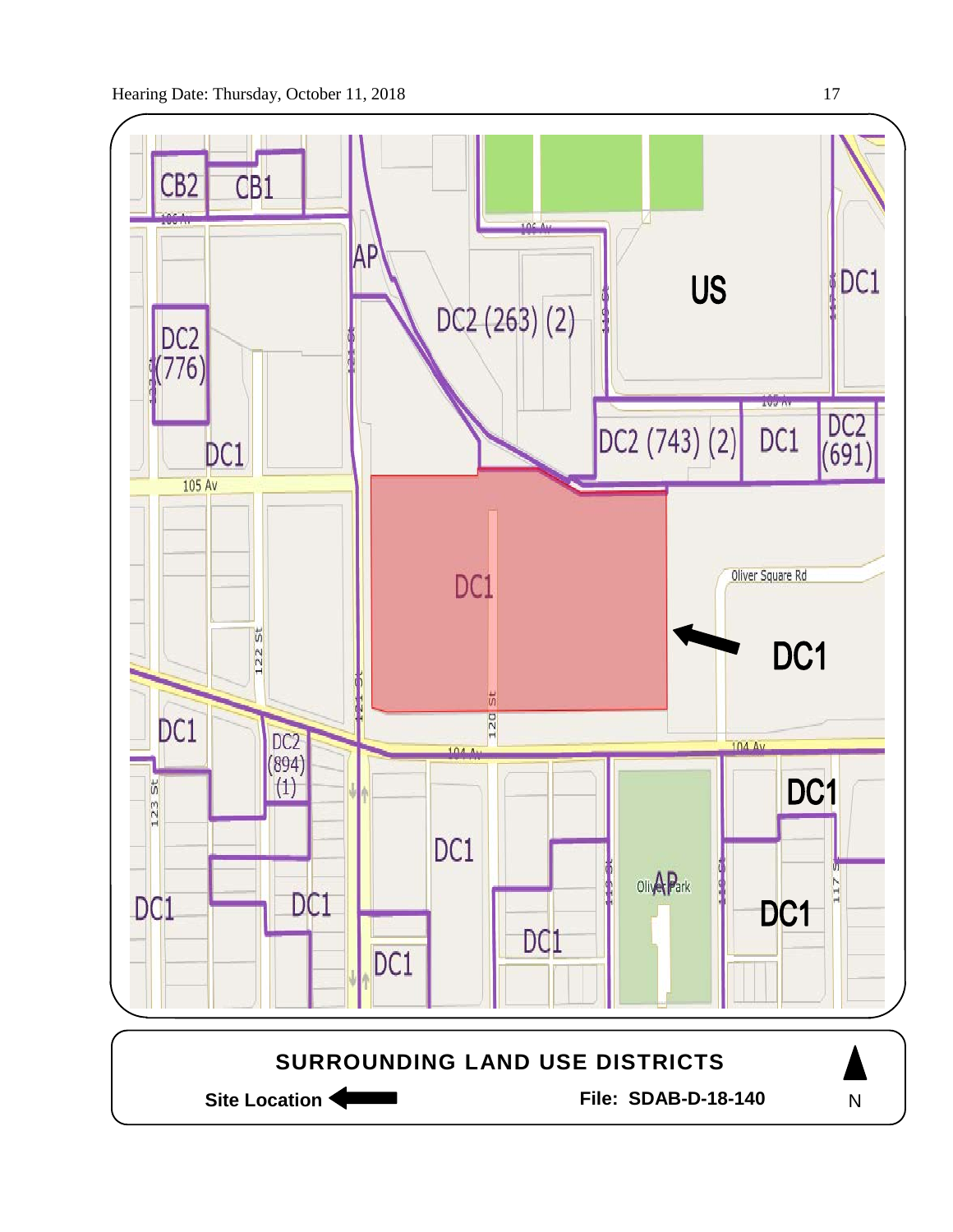**SURROUNDING LAND USE DISTRICTS**

**Site Location** ⟵ **File: SDAB-D-18-140** N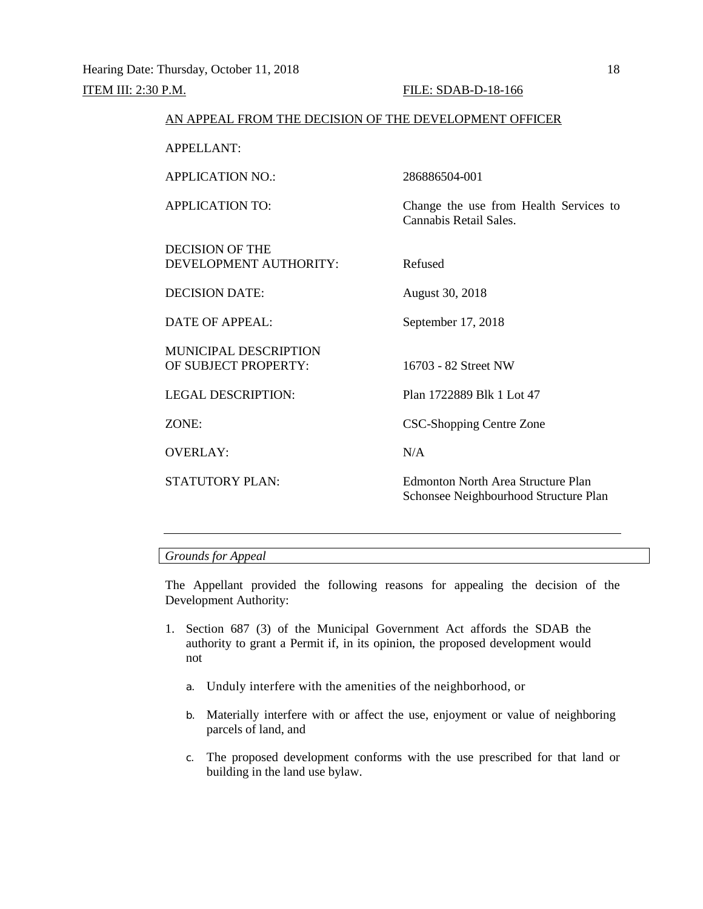ITEM III: 2:30 P.M.  FILE: SDAB-D-18-166

AN APPEAL FROM THE DECISION OF THE DEVELOPMENT OFFICER

| | |
|---|---|
| APPELLANT: | |
| APPLICATION NO.: | 286886504-001 |
| APPLICATION TO: | Change the use from Health Services to Cannabis Retail Sales. |
| DECISION OF THE DEVELOPMENT AUTHORITY: | Refused |
| DECISION DATE: | August 30, 2018 |
| DATE OF APPEAL: | September 17, 2018 |
| MUNICIPAL DESCRIPTION OF SUBJECT PROPERTY: | 16703 - 82 Street NW |
| LEGAL DESCRIPTION: | Plan 1722889 Blk 1 Lot 47 |
| ZONE: | CSC-Shopping Centre Zone |
| OVERLAY: | N/A |
| STATUTORY PLAN: | Edmonton North Area Structure Plan<br>Schonsee Neighbourhood Structure Plan |

---

*Grounds for Appeal*

The Appellant provided the following reasons for appealing the decision of the Development Authority:

1. Section 687 (3) of the Municipal Government Act affords the SDAB the authority to grant a Permit if, in its opinion, the proposed development would not

   a. Unduly interfere with the amenities of the neighborhood, or

   b. Materially interfere with or affect the use, enjoyment or value of neighboring parcels of land, and

   c. The proposed development conforms with the use prescribed for that land or building in the land use bylaw.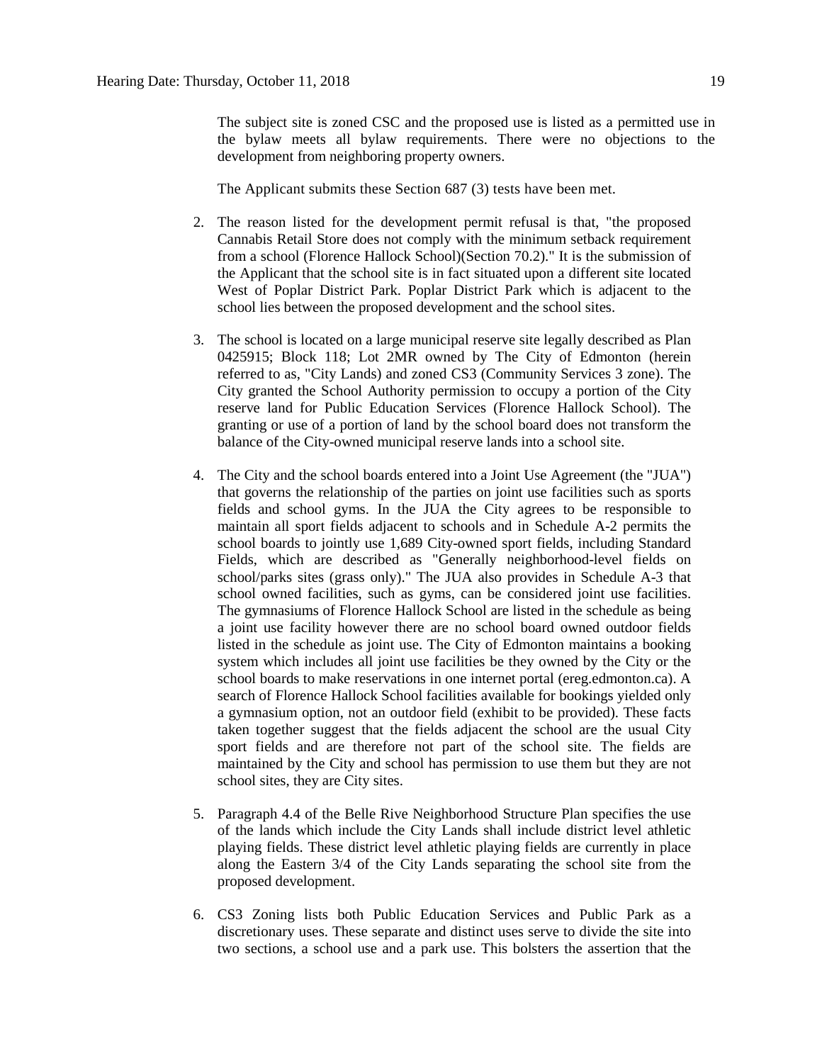The subject site is zoned CSC and the proposed use is listed as a permitted use in the bylaw meets all bylaw requirements. There were no objections to the development from neighboring property owners.

The Applicant submits these Section 687 (3) tests have been met.

2. The reason listed for the development permit refusal is that, "the proposed Cannabis Retail Store does not comply with the minimum setback requirement from a school (Florence Hallock School)(Section 70.2)." It is the submission of the Applicant that the school site is in fact situated upon a different site located West of Poplar District Park. Poplar District Park which is adjacent to the school lies between the proposed development and the school sites.

3. The school is located on a large municipal reserve site legally described as Plan 0425915; Block 118; Lot 2MR owned by The City of Edmonton (herein referred to as, "City Lands) and zoned CS3 (Community Services 3 zone). The City granted the School Authority permission to occupy a portion of the City reserve land for Public Education Services (Florence Hallock School). The granting or use of a portion of land by the school board does not transform the balance of the City-owned municipal reserve lands into a school site.

4. The City and the school boards entered into a Joint Use Agreement (the "JUA") that governs the relationship of the parties on joint use facilities such as sports fields and school gyms. In the JUA the City agrees to be responsible to maintain all sport fields adjacent to schools and in Schedule A-2 permits the school boards to jointly use 1,689 City-owned sport fields, including Standard Fields, which are described as "Generally neighborhood-level fields on school/parks sites (grass only)." The JUA also provides in Schedule A-3 that school owned facilities, such as gyms, can be considered joint use facilities. The gymnasiums of Florence Hallock School are listed in the schedule as being a joint use facility however there are no school board owned outdoor fields listed in the schedule as joint use. The City of Edmonton maintains a booking system which includes all joint use facilities be they owned by the City or the school boards to make reservations in one internet portal (ereg.edmonton.ca). A search of Florence Hallock School facilities available for bookings yielded only a gymnasium option, not an outdoor field (exhibit to be provided). These facts taken together suggest that the fields adjacent the school are the usual City sport fields and are therefore not part of the school site. The fields are maintained by the City and school has permission to use them but they are not school sites, they are City sites.

5. Paragraph 4.4 of the Belle Rive Neighborhood Structure Plan specifies the use of the lands which include the City Lands shall include district level athletic playing fields. These district level athletic playing fields are currently in place along the Eastern 3/4 of the City Lands separating the school site from the proposed development.

6. CS3 Zoning lists both Public Education Services and Public Park as a discretionary uses. These separate and distinct uses serve to divide the site into two sections, a school use and a park use. This bolsters the assertion that the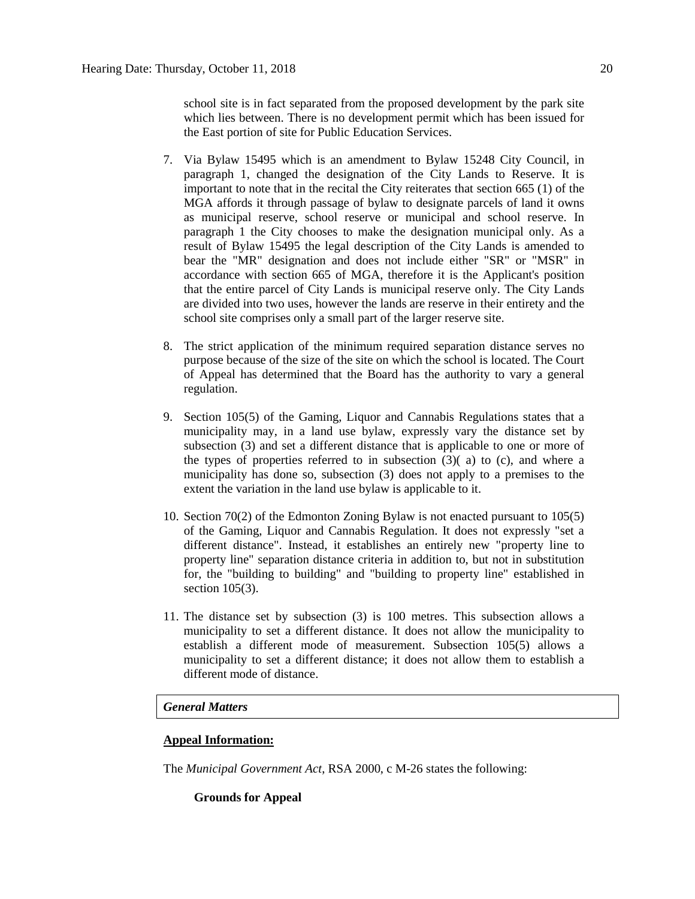school site is in fact separated from the proposed development by the park site which lies between. There is no development permit which has been issued for the East portion of site for Public Education Services.

7. Via Bylaw 15495 which is an amendment to Bylaw 15248 City Council, in paragraph 1, changed the designation of the City Lands to Reserve. It is important to note that in the recital the City reiterates that section 665 (1) of the MGA affords it through passage of bylaw to designate parcels of land it owns as municipal reserve, school reserve or municipal and school reserve. In paragraph 1 the City chooses to make the designation municipal only. As a result of Bylaw 15495 the legal description of the City Lands is amended to bear the "MR" designation and does not include either "SR" or "MSR" in accordance with section 665 of MGA, therefore it is the Applicant's position that the entire parcel of City Lands is municipal reserve only. The City Lands are divided into two uses, however the lands are reserve in their entirety and the school site comprises only a small part of the larger reserve site.

8. The strict application of the minimum required separation distance serves no purpose because of the size of the site on which the school is located. The Court of Appeal has determined that the Board has the authority to vary a general regulation.

9. Section 105(5) of the Gaming, Liquor and Cannabis Regulations states that a municipality may, in a land use bylaw, expressly vary the distance set by subsection (3) and set a different distance that is applicable to one or more of the types of properties referred to in subsection (3)( a) to (c), and where a municipality has done so, subsection (3) does not apply to a premises to the extent the variation in the land use bylaw is applicable to it.

10. Section 70(2) of the Edmonton Zoning Bylaw is not enacted pursuant to 105(5) of the Gaming, Liquor and Cannabis Regulation. It does not expressly "set a different distance". Instead, it establishes an entirely new "property line to property line" separation distance criteria in addition to, but not in substitution for, the "building to building" and "building to property line" established in section 105(3).

11. The distance set by subsection (3) is 100 metres. This subsection allows a municipality to set a different distance. It does not allow the municipality to establish a different mode of measurement. Subsection 105(5) allows a municipality to set a different distance; it does not allow them to establish a different mode of distance.

***General Matters***

**Appeal Information:**

The *Municipal Government Act*, RSA 2000, c M-26 states the following:

**Grounds for Appeal**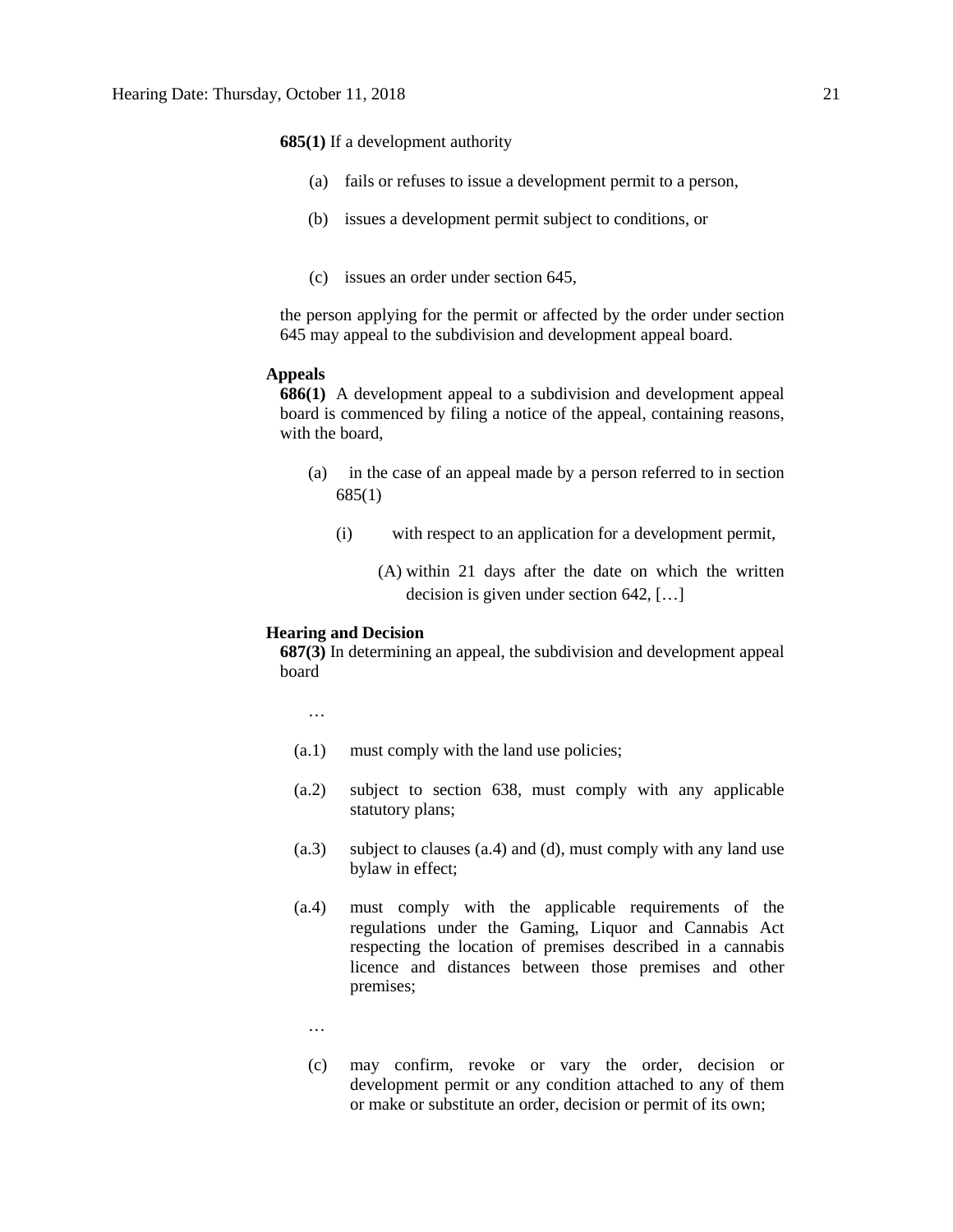**685(1)** If a development authority

(a) fails or refuses to issue a development permit to a person,

(b) issues a development permit subject to conditions, or

(c) issues an order under section 645,

the person applying for the permit or affected by the order under section 645 may appeal to the subdivision and development appeal board.

**Appeals**

**686(1)** A development appeal to a subdivision and development appeal board is commenced by filing a notice of the appeal, containing reasons, with the board,

(a) in the case of an appeal made by a person referred to in section 685(1)

(i) with respect to an application for a development permit,

(A) within 21 days after the date on which the written decision is given under section 642, […]

**Hearing and Decision**

**687(3)** In determining an appeal, the subdivision and development appeal board

…

(a.1) must comply with the land use policies;

(a.2) subject to section 638, must comply with any applicable statutory plans;

(a.3) subject to clauses (a.4) and (d), must comply with any land use bylaw in effect;

(a.4) must comply with the applicable requirements of the regulations under the Gaming, Liquor and Cannabis Act respecting the location of premises described in a cannabis licence and distances between those premises and other premises;

…

(c) may confirm, revoke or vary the order, decision or development permit or any condition attached to any of them or make or substitute an order, decision or permit of its own;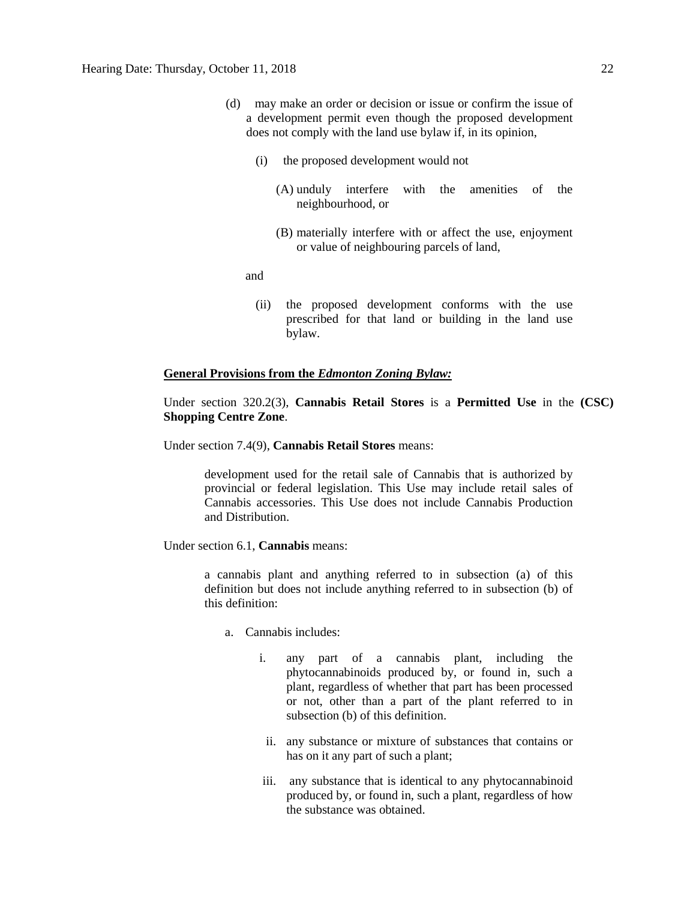(d) may make an order or decision or issue or confirm the issue of a development permit even though the proposed development does not comply with the land use bylaw if, in its opinion,

  (i) the proposed development would not

    (A) unduly interfere with the amenities of the neighbourhood, or

    (B) materially interfere with or affect the use, enjoyment or value of neighbouring parcels of land,

  and

  (ii) the proposed development conforms with the use prescribed for that land or building in the land use bylaw.

**General Provisions from the *Edmonton Zoning Bylaw:***

Under section 320.2(3), **Cannabis Retail Stores** is a **Permitted Use** in the **(CSC) Shopping Centre Zone**.

Under section 7.4(9), **Cannabis Retail Stores** means:

> development used for the retail sale of Cannabis that is authorized by provincial or federal legislation. This Use may include retail sales of Cannabis accessories. This Use does not include Cannabis Production and Distribution.

Under section 6.1, **Cannabis** means:

> a cannabis plant and anything referred to in subsection (a) of this definition but does not include anything referred to in subsection (b) of this definition:
>
> a. Cannabis includes:
>
>   i. any part of a cannabis plant, including the phytocannabinoids produced by, or found in, such a plant, regardless of whether that part has been processed or not, other than a part of the plant referred to in subsection (b) of this definition.
>
>   ii. any substance or mixture of substances that contains or has on it any part of such a plant;
>
>   iii. any substance that is identical to any phytocannabinoid produced by, or found in, such a plant, regardless of how the substance was obtained.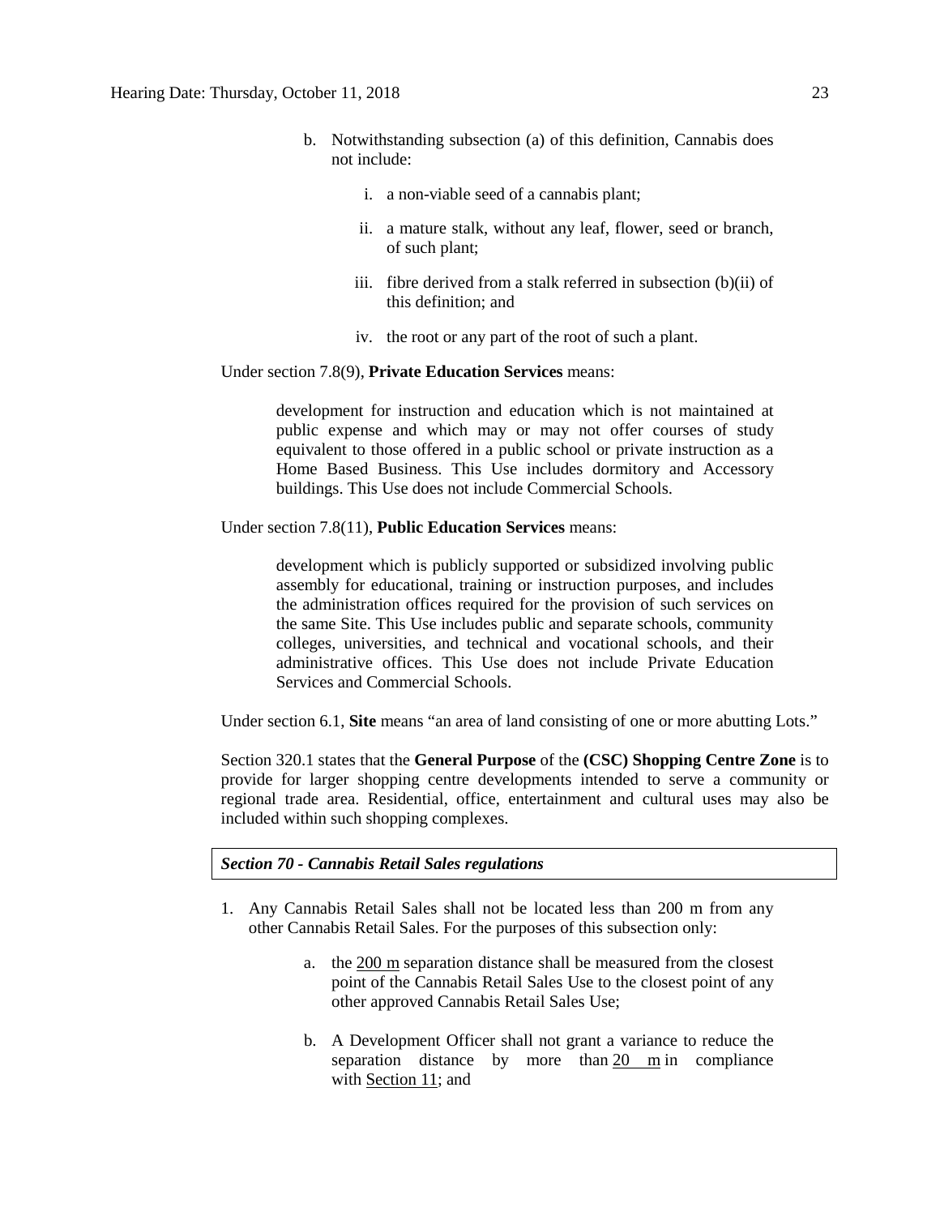b. Notwithstanding subsection (a) of this definition, Cannabis does not include:

   i. a non-viable seed of a cannabis plant;

   ii. a mature stalk, without any leaf, flower, seed or branch, of such plant;

   iii. fibre derived from a stalk referred in subsection (b)(ii) of this definition; and

   iv. the root or any part of the root of such a plant.

Under section 7.8(9), **Private Education Services** means:

> development for instruction and education which is not maintained at public expense and which may or may not offer courses of study equivalent to those offered in a public school or private instruction as a Home Based Business. This Use includes dormitory and Accessory buildings. This Use does not include Commercial Schools.

Under section 7.8(11), **Public Education Services** means:

> development which is publicly supported or subsidized involving public assembly for educational, training or instruction purposes, and includes the administration offices required for the provision of such services on the same Site. This Use includes public and separate schools, community colleges, universities, and technical and vocational schools, and their administrative offices. This Use does not include Private Education Services and Commercial Schools.

Under section 6.1, **Site** means "an area of land consisting of one or more abutting Lots."

Section 320.1 states that the **General Purpose** of the **(CSC) Shopping Centre Zone** is to provide for larger shopping centre developments intended to serve a community or regional trade area. Residential, office, entertainment and cultural uses may also be included within such shopping complexes.

***Section 70 - Cannabis Retail Sales regulations***

1. Any Cannabis Retail Sales shall not be located less than 200 m from any other Cannabis Retail Sales. For the purposes of this subsection only:

   a. the 200 m separation distance shall be measured from the closest point of the Cannabis Retail Sales Use to the closest point of any other approved Cannabis Retail Sales Use;

   b. A Development Officer shall not grant a variance to reduce the separation distance by more than 20 m in compliance with Section 11; and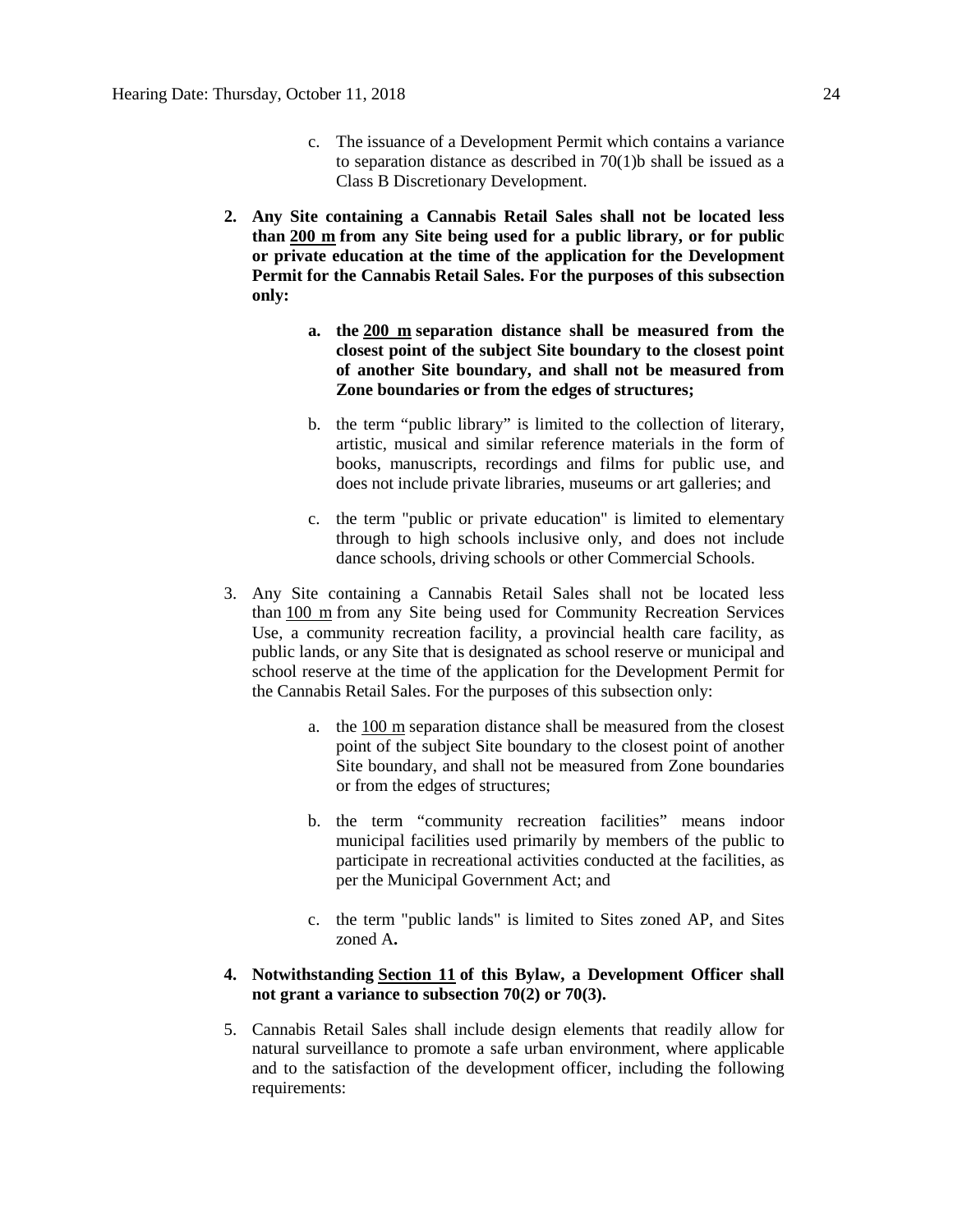c. The issuance of a Development Permit which contains a variance to separation distance as described in 70(1)b shall be issued as a Class B Discretionary Development.

**2. Any Site containing a Cannabis Retail Sales shall not be located less than 200 m from any Site being used for a public library, or for public or private education at the time of the application for the Development Permit for the Cannabis Retail Sales. For the purposes of this subsection only:**

> **a. the 200 m separation distance shall be measured from the closest point of the subject Site boundary to the closest point of another Site boundary, and shall not be measured from Zone boundaries or from the edges of structures;**
>
> b. the term "public library" is limited to the collection of literary, artistic, musical and similar reference materials in the form of books, manuscripts, recordings and films for public use, and does not include private libraries, museums or art galleries; and
>
> c. the term "public or private education" is limited to elementary through to high schools inclusive only, and does not include dance schools, driving schools or other Commercial Schools.

3. Any Site containing a Cannabis Retail Sales shall not be located less than 100 m from any Site being used for Community Recreation Services Use, a community recreation facility, a provincial health care facility, as public lands, or any Site that is designated as school reserve or municipal and school reserve at the time of the application for the Development Permit for the Cannabis Retail Sales. For the purposes of this subsection only:

> a. the 100 m separation distance shall be measured from the closest point of the subject Site boundary to the closest point of another Site boundary, and shall not be measured from Zone boundaries or from the edges of structures;
>
> b. the term "community recreation facilities" means indoor municipal facilities used primarily by members of the public to participate in recreational activities conducted at the facilities, as per the Municipal Government Act; and
>
> c. the term "public lands" is limited to Sites zoned AP, and Sites zoned A.

**4. Notwithstanding Section 11 of this Bylaw, a Development Officer shall not grant a variance to subsection 70(2) or 70(3).**

5. Cannabis Retail Sales shall include design elements that readily allow for natural surveillance to promote a safe urban environment, where applicable and to the satisfaction of the development officer, including the following requirements: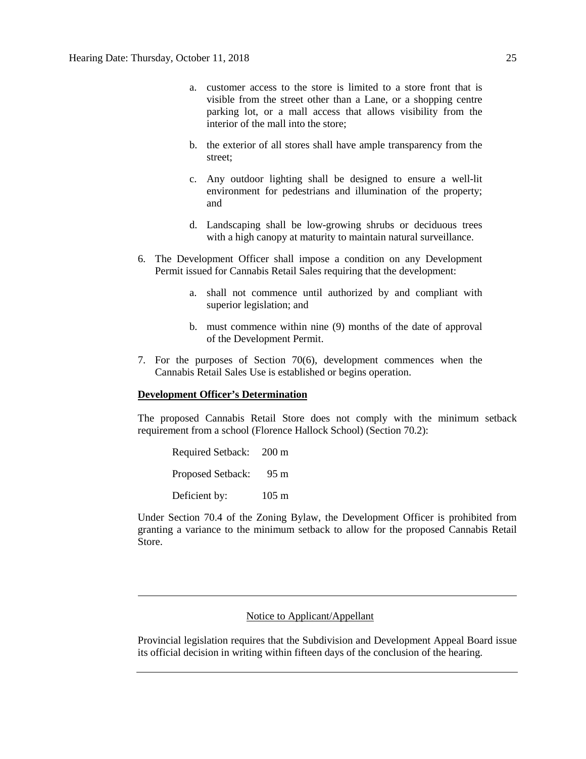a. customer access to the store is limited to a store front that is visible from the street other than a Lane, or a shopping centre parking lot, or a mall access that allows visibility from the interior of the mall into the store;

   b. the exterior of all stores shall have ample transparency from the street;

   c. Any outdoor lighting shall be designed to ensure a well-lit environment for pedestrians and illumination of the property; and

   d. Landscaping shall be low-growing shrubs or deciduous trees with a high canopy at maturity to maintain natural surveillance.

6. The Development Officer shall impose a condition on any Development Permit issued for Cannabis Retail Sales requiring that the development:

   a. shall not commence until authorized by and compliant with superior legislation; and

   b. must commence within nine (9) months of the date of approval of the Development Permit.

7. For the purposes of Section 70(6), development commences when the Cannabis Retail Sales Use is established or begins operation.

**Development Officer's Determination**

The proposed Cannabis Retail Store does not comply with the minimum setback requirement from a school (Florence Hallock School) (Section 70.2):

| | |
|---|---|
| Required Setback: | 200 m |
| Proposed Setback: | 95 m |
| Deficient by: | 105 m |

Under Section 70.4 of the Zoning Bylaw, the Development Officer is prohibited from granting a variance to the minimum setback to allow for the proposed Cannabis Retail Store.

---

Notice to Applicant/Appellant

Provincial legislation requires that the Subdivision and Development Appeal Board issue its official decision in writing within fifteen days of the conclusion of the hearing.

---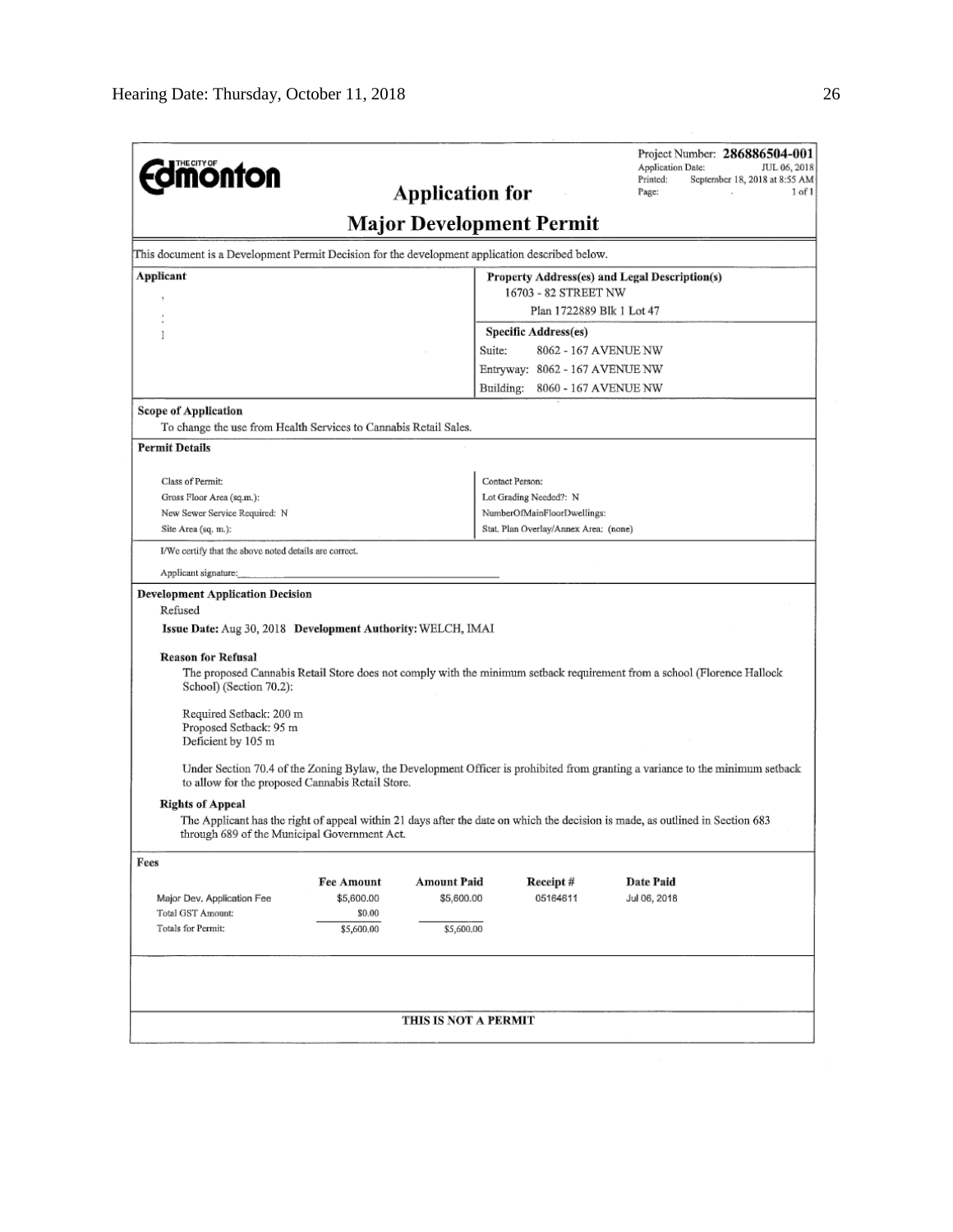**Edmonton** (THE CITY OF)

Project Number: **286886504-001**
Application Date: JUL 06, 2018
Printed: September 18, 2018 at 8:55 AM
Page: 1 of 1

# Application for Major Development Permit

This document is a Development Permit Decision for the development application described below.

| Applicant | Property Address(es) and Legal Description(s) |
|---|---|
| | 16703 - 82 STREET NW |
| | Plan 1722889 Blk 1 Lot 47 |
| | **Specific Address(es)** |
| | Suite: 8062 - 167 AVENUE NW |
| | Entryway: 8062 - 167 AVENUE NW |
| | Building: 8060 - 167 AVENUE NW |

**Scope of Application**

To change the use from Health Services to Cannabis Retail Sales.

**Permit Details**

| | |
|---|---|
| Class of Permit: | Contact Person: |
| Gross Floor Area (sq.m.): | Lot Grading Needed?: N |
| New Sewer Service Required: N | NumberOfMainFloorDwellings: |
| Site Area (sq. m.): | Stat. Plan Overlay/Annex Area: (none) |

I/We certify that the above noted details are correct.

Applicant signature:\_\_\_\_\_\_\_\_\_\_\_\_\_\_\_\_\_\_\_\_\_\_\_\_\_\_\_\_

**Development Application Decision**

Refused

**Issue Date:** Aug 30, 2018 **Development Authority:** WELCH, IMAI

**Reason for Refusal**

The proposed Cannabis Retail Store does not comply with the minimum setback requirement from a school (Florence Hallock School) (Section 70.2):

Required Setback: 200 m
Proposed Setback: 95 m
Deficient by 105 m

Under Section 70.4 of the Zoning Bylaw, the Development Officer is prohibited from granting a variance to the minimum setback to allow for the proposed Cannabis Retail Store.

**Rights of Appeal**

The Applicant has the right of appeal within 21 days after the date on which the decision is made, as outlined in Section 683 through 689 of the Municipal Government Act.

**Fees**

| | Fee Amount | Amount Paid | Receipt # | Date Paid |
|---|---|---|---|---|
| Major Dev. Application Fee | $5,600.00 | $5,600.00 | 05164611 | Jul 06, 2018 |
| Total GST Amount: | $0.00 | | | |
| Totals for Permit: | $5,600.00 | $5,600.00 | | |

**THIS IS NOT A PERMIT**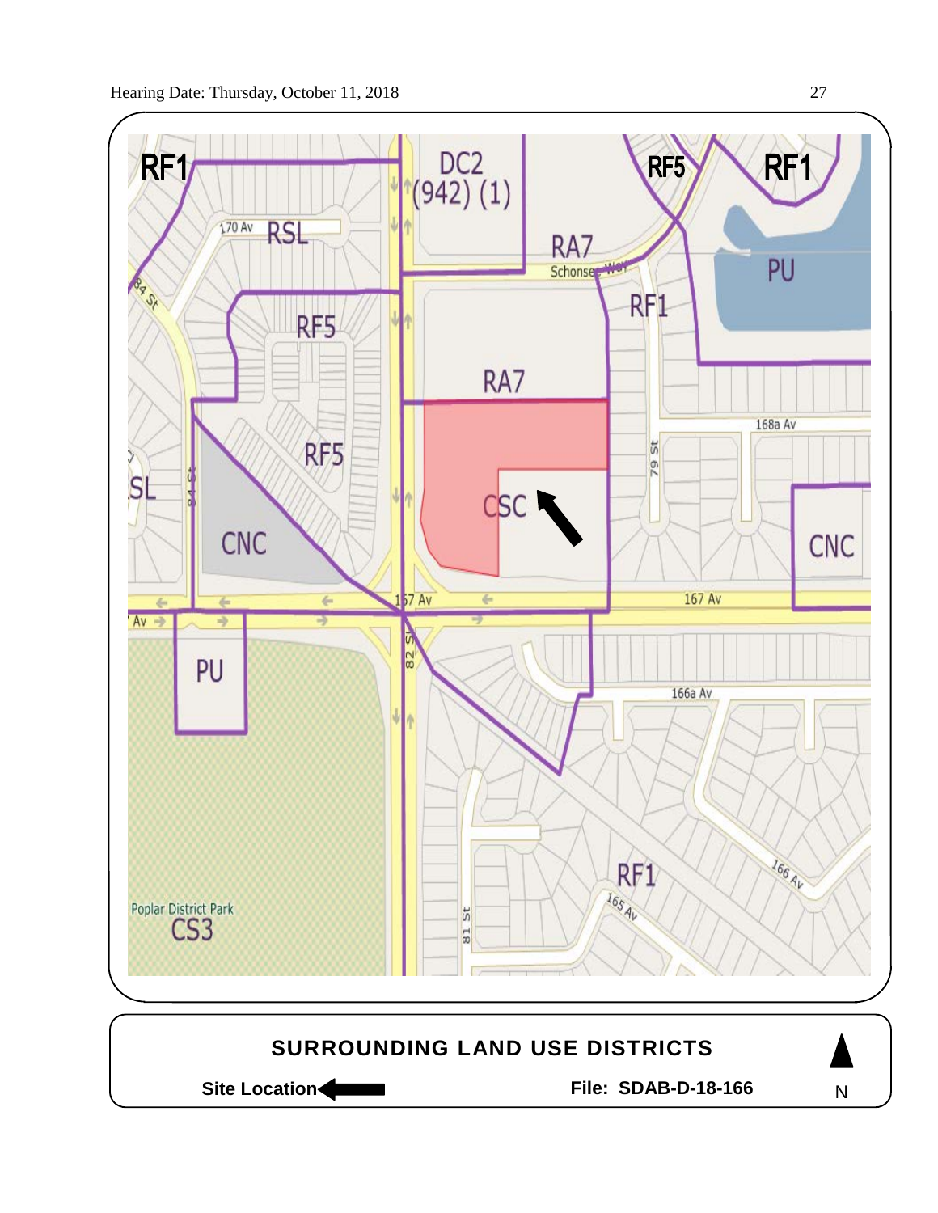RF1

DC2 (942) (1)

RF5

RF1

170 Av

RSL

84 St

RA7

Schonsee Way

PU

RF5

RF1

RA7

168a Av

79 St

RF5

SL

84 St

CSC

CNC

CNC

167 Av

167 Av

Av

82 St

PU

166a Av

RF1

166 Av

165 Av

Poplar District Park

CS3

81 St

**SURROUNDING LAND USE DISTRICTS**

**Site Location**

**File: SDAB-D-18-166**

N